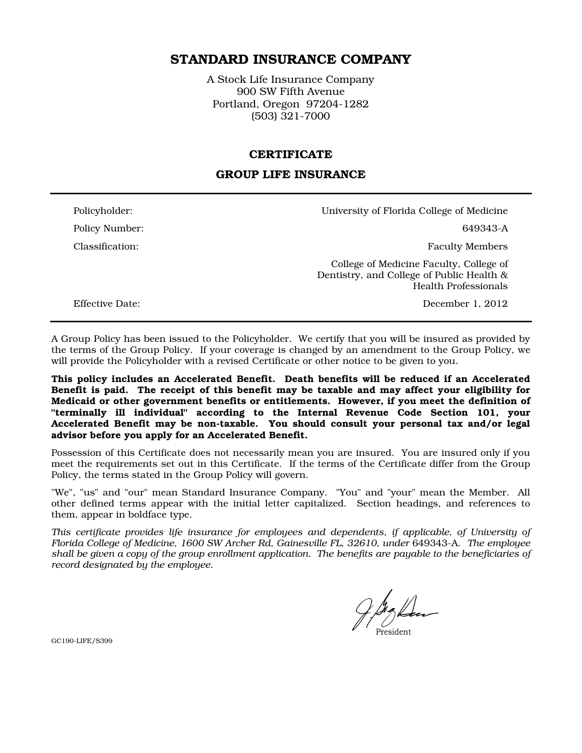# STANDARD INSURANCE COMPANY

A Stock Life Insurance Company
900 SW Fifth Avenue
Portland, Oregon 97204-1282
(503) 321-7000

## CERTIFICATE

## GROUP LIFE INSURANCE

| | |
|---|---|
| Policyholder: | University of Florida College of Medicine |
| Policy Number: | 649343-A |
| Classification: | Faculty Members |
| | College of Medicine Faculty, College of Dentistry, and College of Public Health & Health Professionals |
| Effective Date: | December 1, 2012 |

A Group Policy has been issued to the Policyholder. We certify that you will be insured as provided by the terms of the Group Policy. If your coverage is changed by an amendment to the Group Policy, we will provide the Policyholder with a revised Certificate or other notice to be given to you.

**This policy includes an Accelerated Benefit. Death benefits will be reduced if an Accelerated Benefit is paid. The receipt of this benefit may be taxable and may affect your eligibility for Medicaid or other government benefits or entitlements. However, if you meet the definition of "terminally ill individual" according to the Internal Revenue Code Section 101, your Accelerated Benefit may be non-taxable. You should consult your personal tax and/or legal advisor before you apply for an Accelerated Benefit.**

Possession of this Certificate does not necessarily mean you are insured. You are insured only if you meet the requirements set out in this Certificate. If the terms of the Certificate differ from the Group Policy, the terms stated in the Group Policy will govern.

"We", "us" and "our" mean Standard Insurance Company. "You" and "your" mean the Member. All other defined terms appear with the initial letter capitalized. Section headings, and references to them, appear in boldface type.

*This certificate provides life insurance for employees and dependents, if applicable, of University of Florida College of Medicine, 1600 SW Archer Rd, Gainesville FL, 32610, under* 649343-A. *The employee shall be given a copy of the group enrollment application. The benefits are payable to the beneficiaries of record designated by the employee.*

President

GC190-LIFE/S399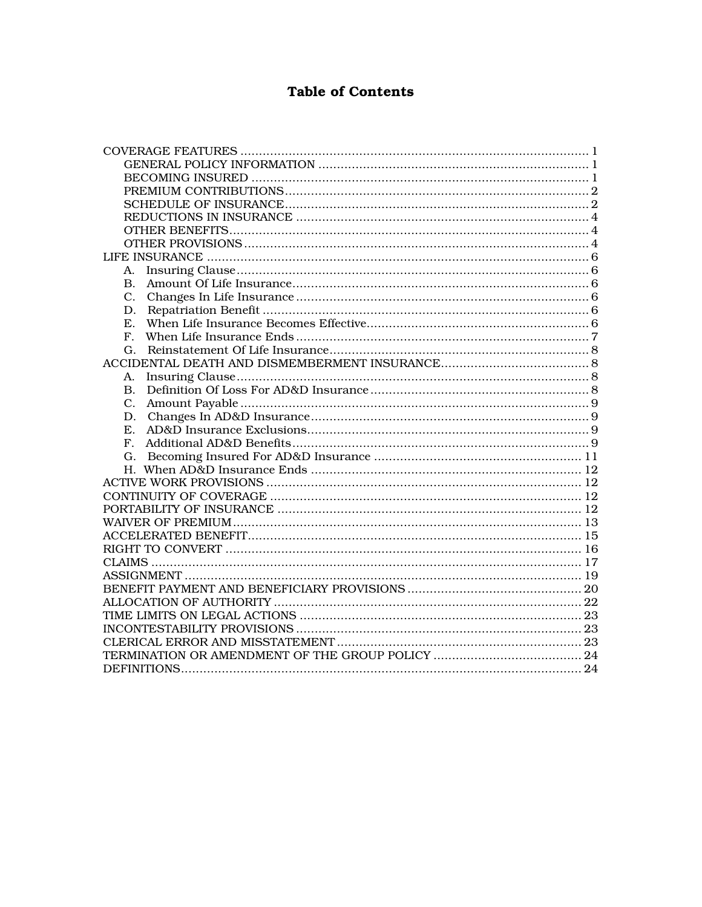# Table of Contents

- COVERAGE FEATURES ..... 1
  - GENERAL POLICY INFORMATION ..... 1
  - BECOMING INSURED ..... 1
  - PREMIUM CONTRIBUTIONS ..... 2
  - SCHEDULE OF INSURANCE ..... 2
  - REDUCTIONS IN INSURANCE ..... 4
  - OTHER BENEFITS ..... 4
  - OTHER PROVISIONS ..... 4
- LIFE INSURANCE ..... 6
  - A. Insuring Clause ..... 6
  - B. Amount Of Life Insurance ..... 6
  - C. Changes In Life Insurance ..... 6
  - D. Repatriation Benefit ..... 6
  - E. When Life Insurance Becomes Effective ..... 6
  - F. When Life Insurance Ends ..... 7
  - G. Reinstatement Of Life Insurance ..... 8
- ACCIDENTAL DEATH AND DISMEMBERMENT INSURANCE ..... 8
  - A. Insuring Clause ..... 8
  - B. Definition Of Loss For AD&D Insurance ..... 8
  - C. Amount Payable ..... 9
  - D. Changes In AD&D Insurance ..... 9
  - E. AD&D Insurance Exclusions ..... 9
  - F. Additional AD&D Benefits ..... 9
  - G. Becoming Insured For AD&D Insurance ..... 11
  - H. When AD&D Insurance Ends ..... 12
- ACTIVE WORK PROVISIONS ..... 12
- CONTINUITY OF COVERAGE ..... 12
- PORTABILITY OF INSURANCE ..... 12
- WAIVER OF PREMIUM ..... 13
- ACCELERATED BENEFIT ..... 15
- RIGHT TO CONVERT ..... 16
- CLAIMS ..... 17
- ASSIGNMENT ..... 19
- BENEFIT PAYMENT AND BENEFICIARY PROVISIONS ..... 20
- ALLOCATION OF AUTHORITY ..... 22
- TIME LIMITS ON LEGAL ACTIONS ..... 23
- INCONTESTABILITY PROVISIONS ..... 23
- CLERICAL ERROR AND MISSTATEMENT ..... 23
- TERMINATION OR AMENDMENT OF THE GROUP POLICY ..... 24
- DEFINITIONS ..... 24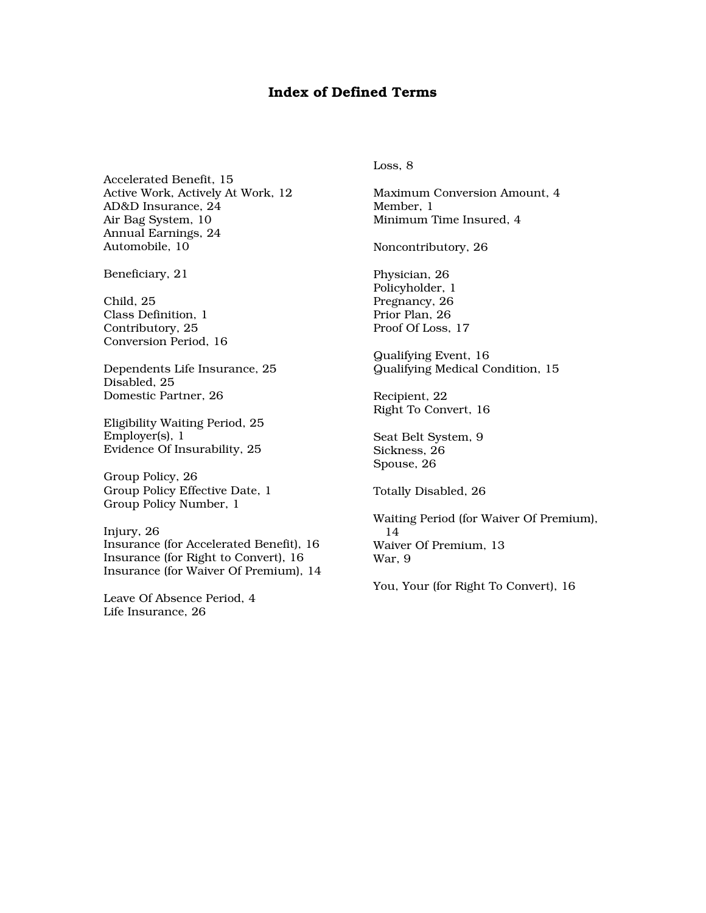# Index of Defined Terms

Accelerated Benefit, 15
Active Work, Actively At Work, 12
AD&D Insurance, 24
Air Bag System, 10
Annual Earnings, 24
Automobile, 10

Beneficiary, 21

Child, 25
Class Definition, 1
Contributory, 25
Conversion Period, 16

Dependents Life Insurance, 25
Disabled, 25
Domestic Partner, 26

Eligibility Waiting Period, 25
Employer(s), 1
Evidence Of Insurability, 25

Group Policy, 26
Group Policy Effective Date, 1
Group Policy Number, 1

Injury, 26
Insurance (for Accelerated Benefit), 16
Insurance (for Right to Convert), 16
Insurance (for Waiver Of Premium), 14

Leave Of Absence Period, 4
Life Insurance, 26
Loss, 8

Maximum Conversion Amount, 4
Member, 1
Minimum Time Insured, 4

Noncontributory, 26

Physician, 26
Policyholder, 1
Pregnancy, 26
Prior Plan, 26
Proof Of Loss, 17

Qualifying Event, 16
Qualifying Medical Condition, 15

Recipient, 22
Right To Convert, 16

Seat Belt System, 9
Sickness, 26
Spouse, 26

Totally Disabled, 26

Waiting Period (for Waiver Of Premium), 14
Waiver Of Premium, 13
War, 9

You, Your (for Right To Convert), 16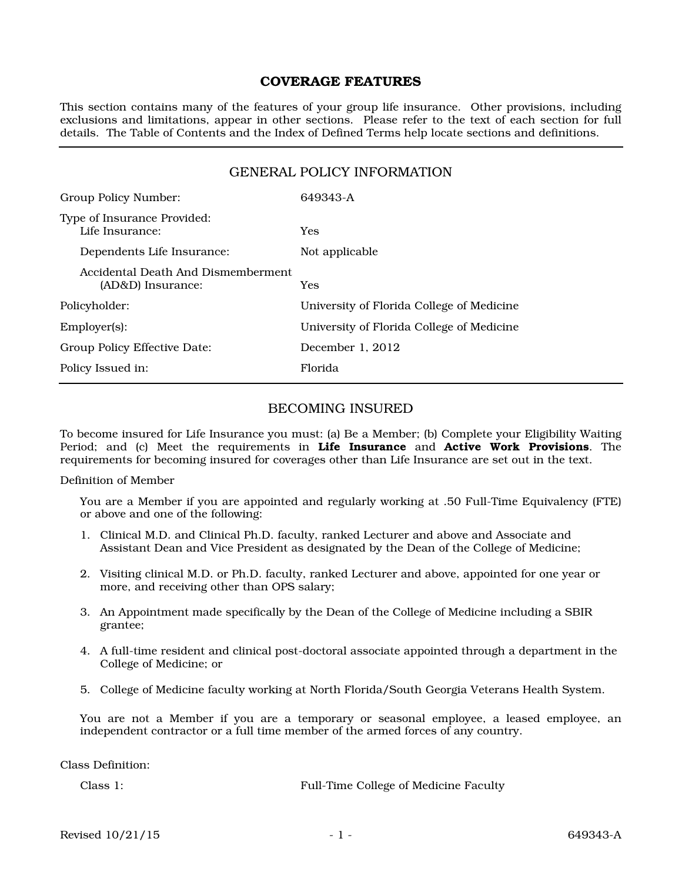# COVERAGE FEATURES

This section contains many of the features of your group life insurance. Other provisions, including exclusions and limitations, appear in other sections. Please refer to the text of each section for full details. The Table of Contents and the Index of Defined Terms help locate sections and definitions.

## GENERAL POLICY INFORMATION

| | |
|---|---|
| Group Policy Number: | 649343-A |
| Type of Insurance Provided: | |
| Life Insurance: | Yes |
| Dependents Life Insurance: | Not applicable |
| Accidental Death And Dismemberment (AD&D) Insurance: | Yes |
| Policyholder: | University of Florida College of Medicine |
| Employer(s): | University of Florida College of Medicine |
| Group Policy Effective Date: | December 1, 2012 |
| Policy Issued in: | Florida |

## BECOMING INSURED

To become insured for Life Insurance you must: (a) Be a Member; (b) Complete your Eligibility Waiting Period; and (c) Meet the requirements in **Life Insurance** and **Active Work Provisions**. The requirements for becoming insured for coverages other than Life Insurance are set out in the text.

Definition of Member

You are a Member if you are appointed and regularly working at .50 Full-Time Equivalency (FTE) or above and one of the following:

1. Clinical M.D. and Clinical Ph.D. faculty, ranked Lecturer and above and Associate and Assistant Dean and Vice President as designated by the Dean of the College of Medicine;

2. Visiting clinical M.D. or Ph.D. faculty, ranked Lecturer and above, appointed for one year or more, and receiving other than OPS salary;

3. An Appointment made specifically by the Dean of the College of Medicine including a SBIR grantee;

4. A full-time resident and clinical post-doctoral associate appointed through a department in the College of Medicine; or

5. College of Medicine faculty working at North Florida/South Georgia Veterans Health System.

You are not a Member if you are a temporary or seasonal employee, a leased employee, an independent contractor or a full time member of the armed forces of any country.

Class Definition:

| | |
|---|---|
| Class 1: | Full-Time College of Medicine Faculty |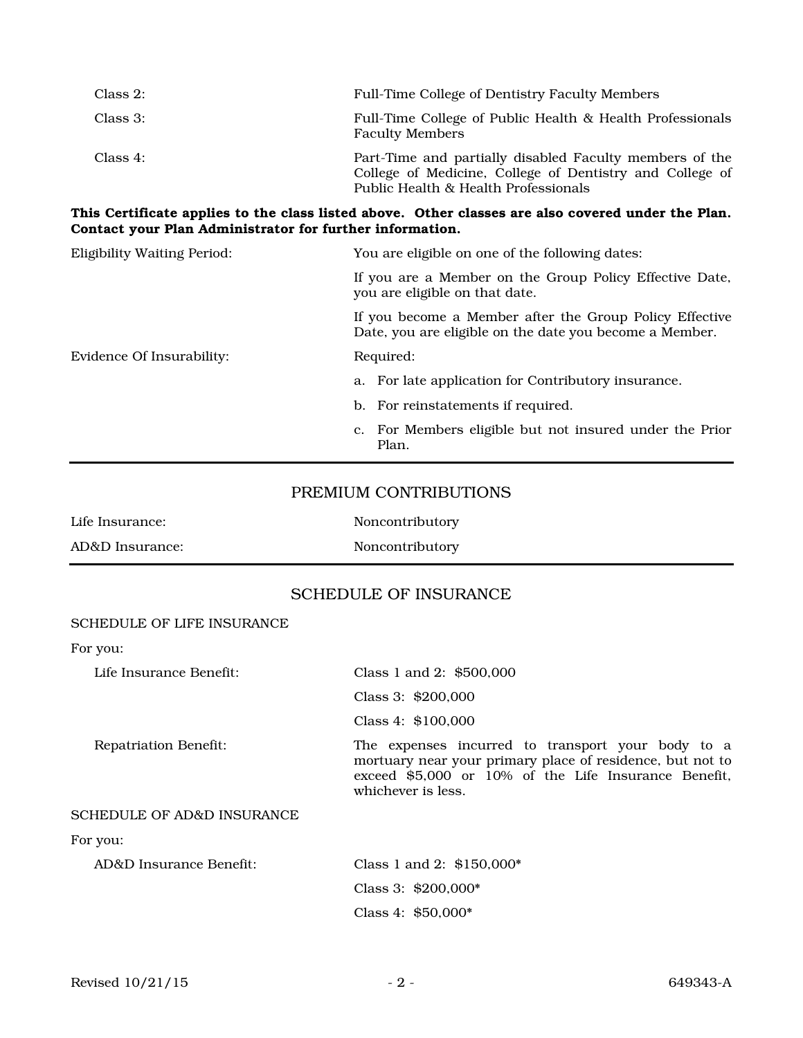| | |
|---|---|
| Class 2: | Full-Time College of Dentistry Faculty Members |
| Class 3: | Full-Time College of Public Health & Health Professionals Faculty Members |
| Class 4: | Part-Time and partially disabled Faculty members of the College of Medicine, College of Dentistry and College of Public Health & Health Professionals |

**This Certificate applies to the class listed above. Other classes are also covered under the Plan. Contact your Plan Administrator for further information.**

Eligibility Waiting Period: You are eligible on one of the following dates:

If you are a Member on the Group Policy Effective Date, you are eligible on that date.

If you become a Member after the Group Policy Effective Date, you are eligible on the date you become a Member.

Evidence Of Insurability: Required:

a. For late application for Contributory insurance.

b. For reinstatements if required.

c. For Members eligible but not insured under the Prior Plan.

## PREMIUM CONTRIBUTIONS

| | |
|---|---|
| Life Insurance: | Noncontributory |
| AD&D Insurance: | Noncontributory |

## SCHEDULE OF INSURANCE

### SCHEDULE OF LIFE INSURANCE

For you:

Life Insurance Benefit:
- Class 1 and 2: $500,000
- Class 3: $200,000
- Class 4: $100,000

Repatriation Benefit: The expenses incurred to transport your body to a mortuary near your primary place of residence, but not to exceed $5,000 or 10% of the Life Insurance Benefit, whichever is less.

### SCHEDULE OF AD&D INSURANCE

For you:

AD&D Insurance Benefit:
- Class 1 and 2: $150,000*
- Class 3: $200,000*
- Class 4: $50,000*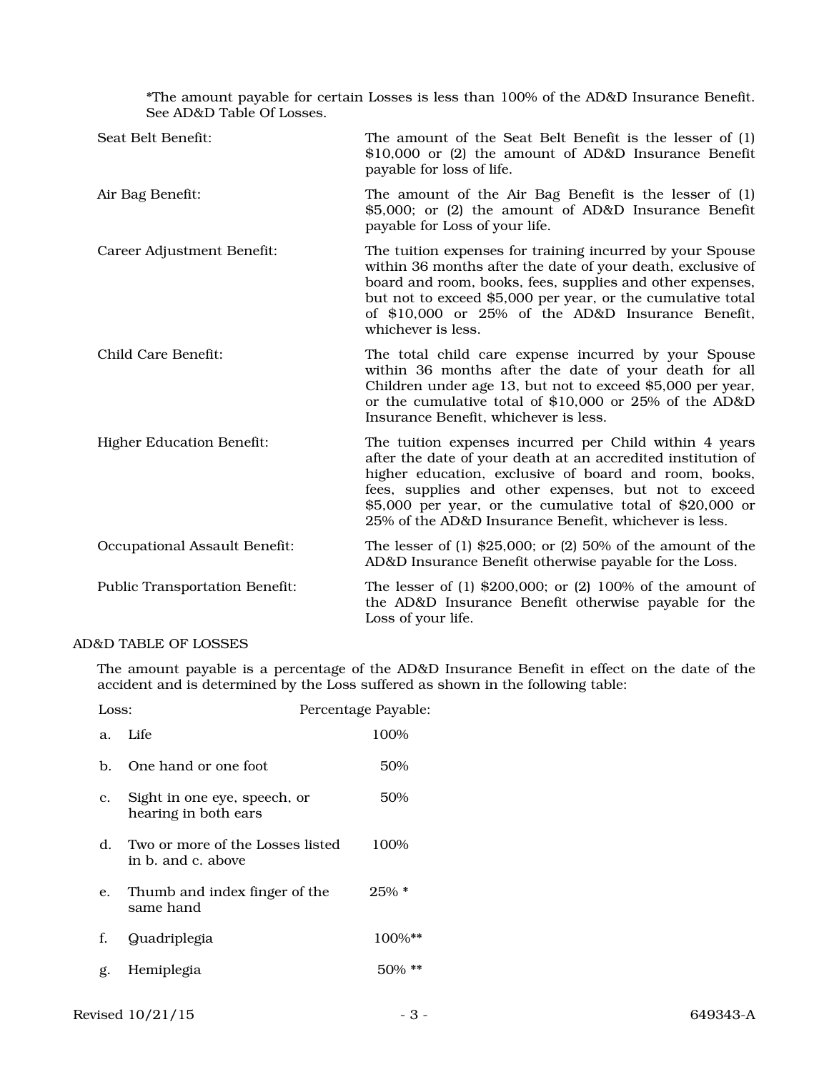*The amount payable for certain Losses is less than 100% of the AD&D Insurance Benefit. See AD&D Table Of Losses.

| | |
|---|---|
| Seat Belt Benefit: | The amount of the Seat Belt Benefit is the lesser of (1) $10,000 or (2) the amount of AD&D Insurance Benefit payable for loss of life. |
| Air Bag Benefit: | The amount of the Air Bag Benefit is the lesser of (1) $5,000; or (2) the amount of AD&D Insurance Benefit payable for Loss of your life. |
| Career Adjustment Benefit: | The tuition expenses for training incurred by your Spouse within 36 months after the date of your death, exclusive of board and room, books, fees, supplies and other expenses, but not to exceed $5,000 per year, or the cumulative total of $10,000 or 25% of the AD&D Insurance Benefit, whichever is less. |
| Child Care Benefit: | The total child care expense incurred by your Spouse within 36 months after the date of your death for all Children under age 13, but not to exceed $5,000 per year, or the cumulative total of $10,000 or 25% of the AD&D Insurance Benefit, whichever is less. |
| Higher Education Benefit: | The tuition expenses incurred per Child within 4 years after the date of your death at an accredited institution of higher education, exclusive of board and room, books, fees, supplies and other expenses, but not to exceed $5,000 per year, or the cumulative total of $20,000 or 25% of the AD&D Insurance Benefit, whichever is less. |
| Occupational Assault Benefit: | The lesser of (1) $25,000; or (2) 50% of the amount of the AD&D Insurance Benefit otherwise payable for the Loss. |
| Public Transportation Benefit: | The lesser of (1) $200,000; or (2) 100% of the amount of the AD&D Insurance Benefit otherwise payable for the Loss of your life. |

AD&D TABLE OF LOSSES

The amount payable is a percentage of the AD&D Insurance Benefit in effect on the date of the accident and is determined by the Loss suffered as shown in the following table:

| Loss: | Percentage Payable: |
|---|---|
| a. Life | 100% |
| b. One hand or one foot | 50% |
| c. Sight in one eye, speech, or hearing in both ears | 50% |
| d. Two or more of the Losses listed in b. and c. above | 100% |
| e. Thumb and index finger of the same hand | 25% * |
| f. Quadriplegia | 100%** |
| g. Hemiplegia | 50% ** |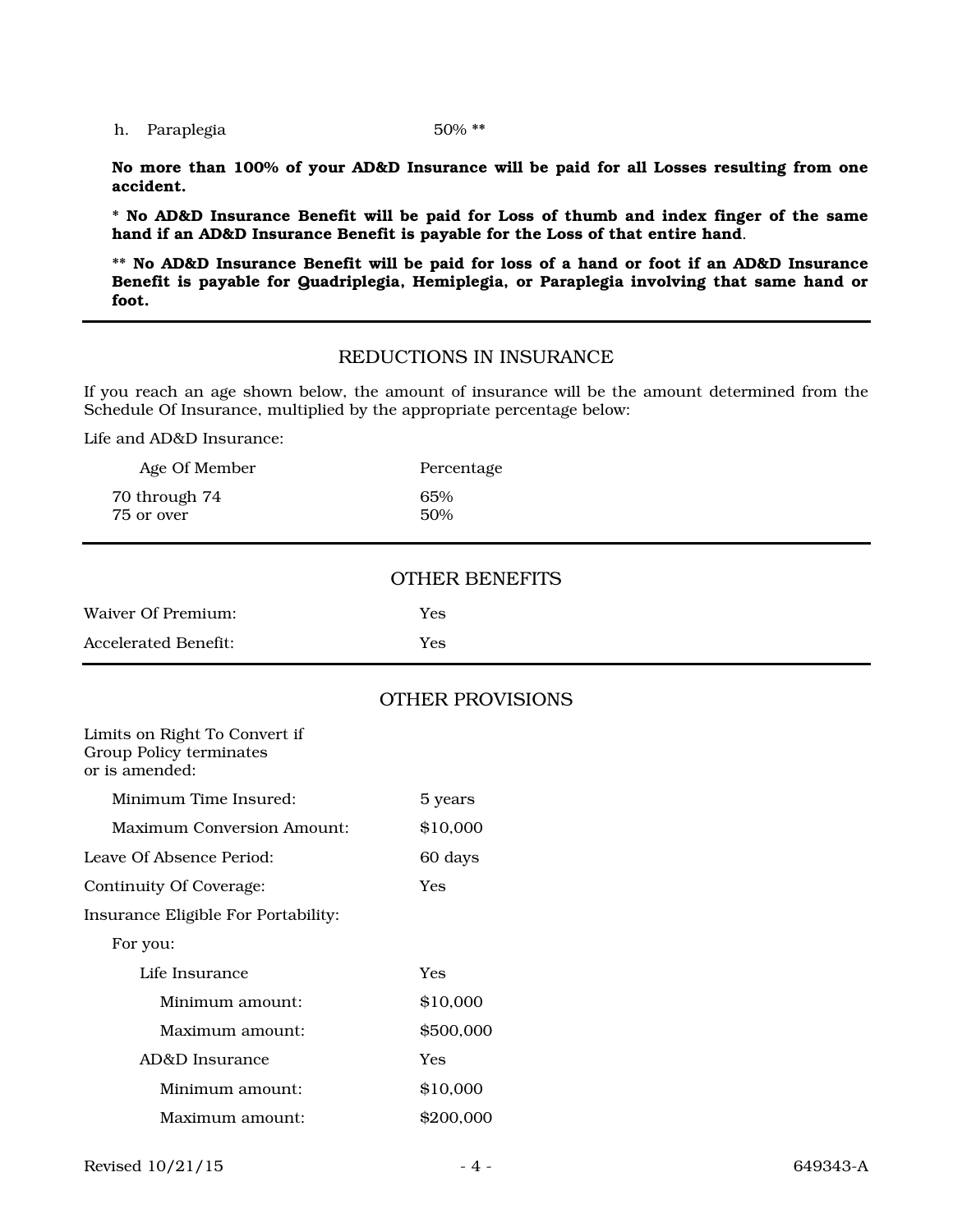h. Paraplegia 50% **

**No more than 100% of your AD&D Insurance will be paid for all Losses resulting from one accident.**

**\* No AD&D Insurance Benefit will be paid for Loss of thumb and index finger of the same hand if an AD&D Insurance Benefit is payable for the Loss of that entire hand**.

**\*\* No AD&D Insurance Benefit will be paid for loss of a hand or foot if an AD&D Insurance Benefit is payable for Quadriplegia, Hemiplegia, or Paraplegia involving that same hand or foot.**

---

## REDUCTIONS IN INSURANCE

If you reach an age shown below, the amount of insurance will be the amount determined from the Schedule Of Insurance, multiplied by the appropriate percentage below:

Life and AD&D Insurance:

| Age Of Member | Percentage |
|---|---|
| 70 through 74 | 65% |
| 75 or over | 50% |

---

## OTHER BENEFITS

| | |
|---|---|
| Waiver Of Premium: | Yes |
| Accelerated Benefit: | Yes |

---

## OTHER PROVISIONS

Limits on Right To Convert if Group Policy terminates or is amended:

| | |
|---|---|
| Minimum Time Insured: | 5 years |
| Maximum Conversion Amount: | $10,000 |
| Leave Of Absence Period: | 60 days |
| Continuity Of Coverage: | Yes |

Insurance Eligible For Portability:

For you:

| | |
|---|---|
| Life Insurance | Yes |
| Minimum amount: | $10,000 |
| Maximum amount: | $500,000 |
| AD&D Insurance | Yes |
| Minimum amount: | $10,000 |
| Maximum amount: | $200,000 |

Revised 10/21/15 649343-A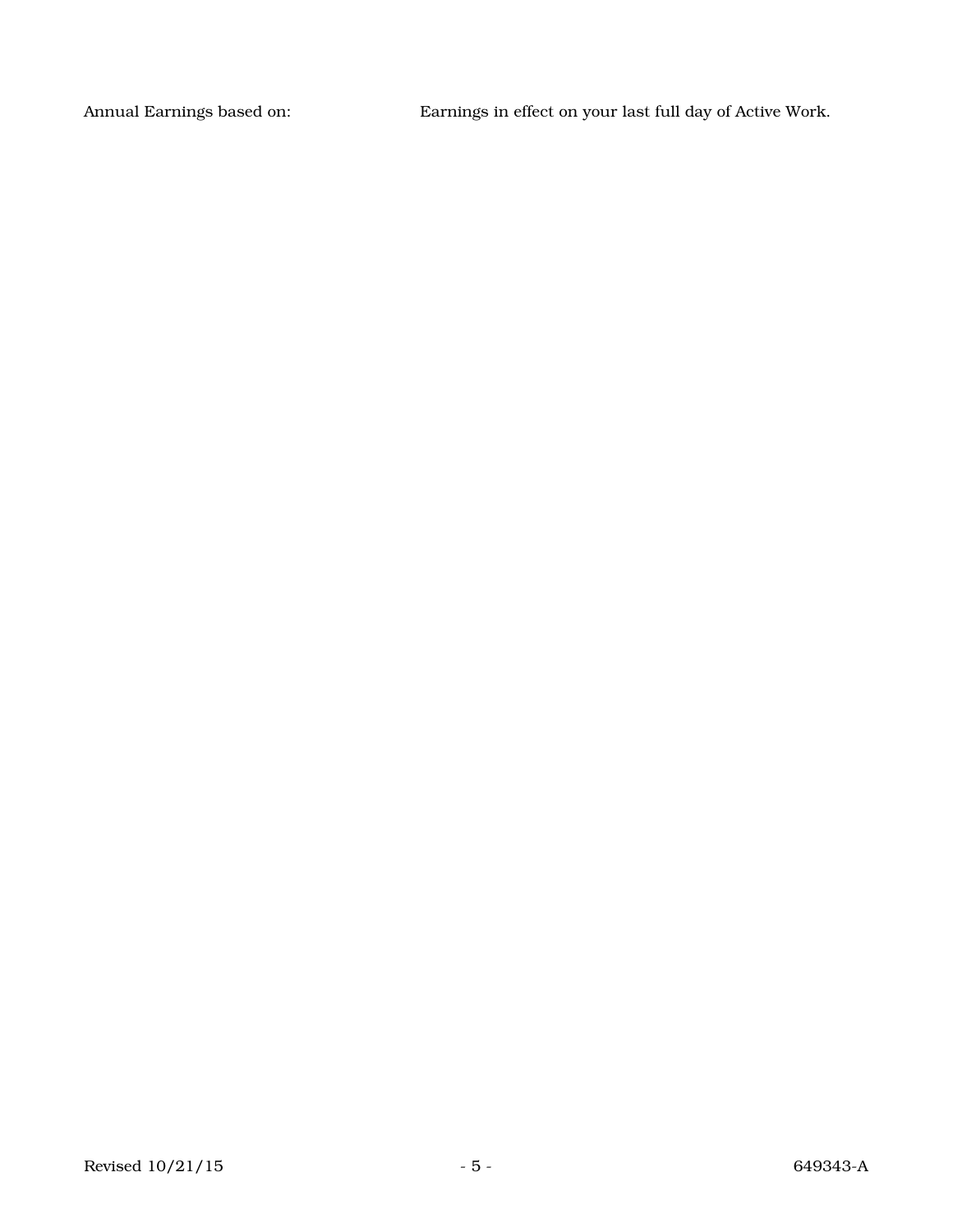| | |
|---|---|
| Annual Earnings based on: | Earnings in effect on your last full day of Active Work. |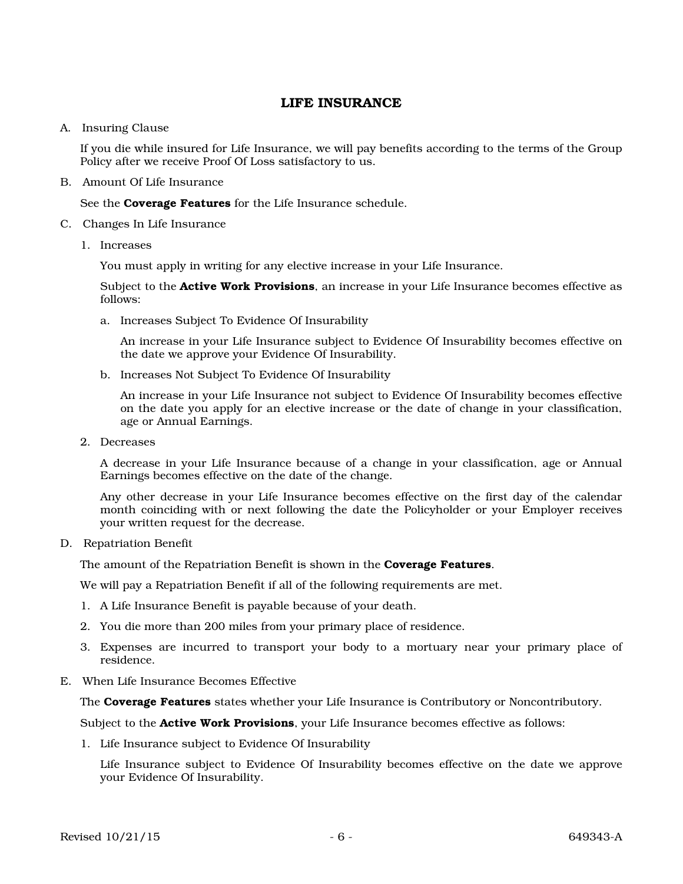# LIFE INSURANCE

A. Insuring Clause

If you die while insured for Life Insurance, we will pay benefits according to the terms of the Group Policy after we receive Proof Of Loss satisfactory to us.

B. Amount Of Life Insurance

See the **Coverage Features** for the Life Insurance schedule.

C. Changes In Life Insurance

1. Increases

   You must apply in writing for any elective increase in your Life Insurance.

   Subject to the **Active Work Provisions**, an increase in your Life Insurance becomes effective as follows:

   a. Increases Subject To Evidence Of Insurability

      An increase in your Life Insurance subject to Evidence Of Insurability becomes effective on the date we approve your Evidence Of Insurability.

   b. Increases Not Subject To Evidence Of Insurability

      An increase in your Life Insurance not subject to Evidence Of Insurability becomes effective on the date you apply for an elective increase or the date of change in your classification, age or Annual Earnings.

2. Decreases

   A decrease in your Life Insurance because of a change in your classification, age or Annual Earnings becomes effective on the date of the change.

   Any other decrease in your Life Insurance becomes effective on the first day of the calendar month coinciding with or next following the date the Policyholder or your Employer receives your written request for the decrease.

D. Repatriation Benefit

The amount of the Repatriation Benefit is shown in the **Coverage Features**.

We will pay a Repatriation Benefit if all of the following requirements are met.

1. A Life Insurance Benefit is payable because of your death.
2. You die more than 200 miles from your primary place of residence.
3. Expenses are incurred to transport your body to a mortuary near your primary place of residence.

E. When Life Insurance Becomes Effective

The **Coverage Features** states whether your Life Insurance is Contributory or Noncontributory.

Subject to the **Active Work Provisions**, your Life Insurance becomes effective as follows:

1. Life Insurance subject to Evidence Of Insurability

   Life Insurance subject to Evidence Of Insurability becomes effective on the date we approve your Evidence Of Insurability.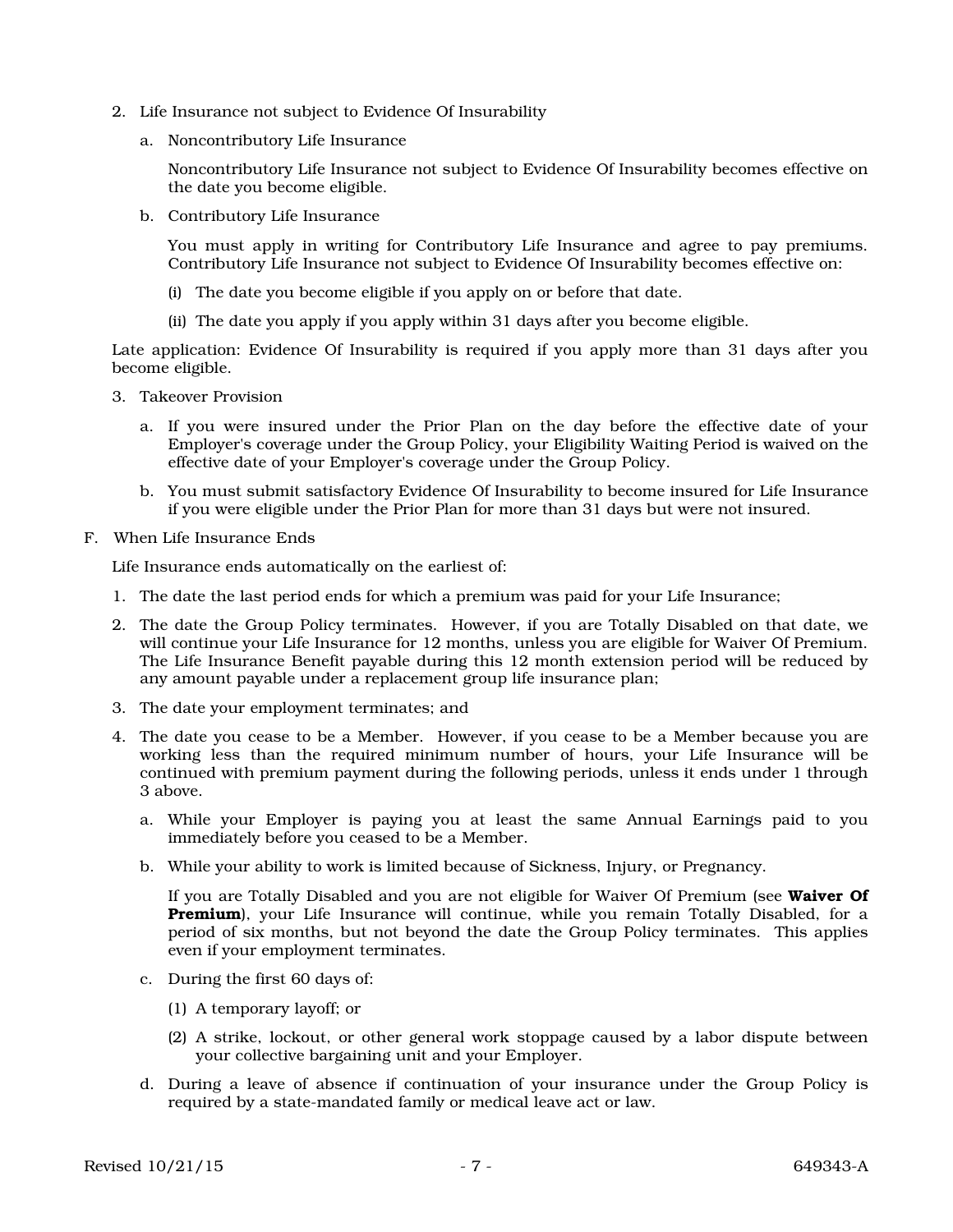2. Life Insurance not subject to Evidence Of Insurability

   a. Noncontributory Life Insurance

      Noncontributory Life Insurance not subject to Evidence Of Insurability becomes effective on the date you become eligible.

   b. Contributory Life Insurance

      You must apply in writing for Contributory Life Insurance and agree to pay premiums. Contributory Life Insurance not subject to Evidence Of Insurability becomes effective on:

      (i) The date you become eligible if you apply on or before that date.

      (ii) The date you apply if you apply within 31 days after you become eligible.

   Late application: Evidence Of Insurability is required if you apply more than 31 days after you become eligible.

3. Takeover Provision

   a. If you were insured under the Prior Plan on the day before the effective date of your Employer's coverage under the Group Policy, your Eligibility Waiting Period is waived on the effective date of your Employer's coverage under the Group Policy.

   b. You must submit satisfactory Evidence Of Insurability to become insured for Life Insurance if you were eligible under the Prior Plan for more than 31 days but were not insured.

F. When Life Insurance Ends

   Life Insurance ends automatically on the earliest of:

   1. The date the last period ends for which a premium was paid for your Life Insurance;

   2. The date the Group Policy terminates. However, if you are Totally Disabled on that date, we will continue your Life Insurance for 12 months, unless you are eligible for Waiver Of Premium. The Life Insurance Benefit payable during this 12 month extension period will be reduced by any amount payable under a replacement group life insurance plan;

   3. The date your employment terminates; and

   4. The date you cease to be a Member. However, if you cease to be a Member because you are working less than the required minimum number of hours, your Life Insurance will be continued with premium payment during the following periods, unless it ends under 1 through 3 above.

      a. While your Employer is paying you at least the same Annual Earnings paid to you immediately before you ceased to be a Member.

      b. While your ability to work is limited because of Sickness, Injury, or Pregnancy.

         If you are Totally Disabled and you are not eligible for Waiver Of Premium (see **Waiver Of Premium**), your Life Insurance will continue, while you remain Totally Disabled, for a period of six months, but not beyond the date the Group Policy terminates. This applies even if your employment terminates.

      c. During the first 60 days of:

         (1) A temporary layoff; or

         (2) A strike, lockout, or other general work stoppage caused by a labor dispute between your collective bargaining unit and your Employer.

      d. During a leave of absence if continuation of your insurance under the Group Policy is required by a state-mandated family or medical leave act or law.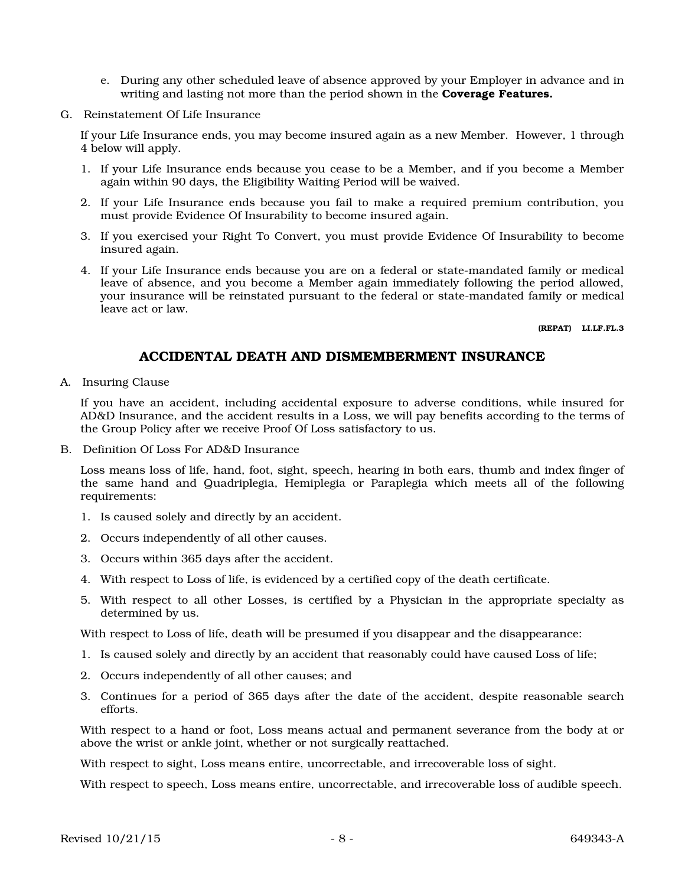e. During any other scheduled leave of absence approved by your Employer in advance and in writing and lasting not more than the period shown in the **Coverage Features.**

G. Reinstatement Of Life Insurance

If your Life Insurance ends, you may become insured again as a new Member. However, 1 through 4 below will apply.

1. If your Life Insurance ends because you cease to be a Member, and if you become a Member again within 90 days, the Eligibility Waiting Period will be waived.
2. If your Life Insurance ends because you fail to make a required premium contribution, you must provide Evidence Of Insurability to become insured again.
3. If you exercised your Right To Convert, you must provide Evidence Of Insurability to become insured again.
4. If your Life Insurance ends because you are on a federal or state-mandated family or medical leave of absence, and you become a Member again immediately following the period allowed, your insurance will be reinstated pursuant to the federal or state-mandated family or medical leave act or law.

**(REPAT) LI.LF.FL.3**

## ACCIDENTAL DEATH AND DISMEMBERMENT INSURANCE

A. Insuring Clause

If you have an accident, including accidental exposure to adverse conditions, while insured for AD&D Insurance, and the accident results in a Loss, we will pay benefits according to the terms of the Group Policy after we receive Proof Of Loss satisfactory to us.

B. Definition Of Loss For AD&D Insurance

Loss means loss of life, hand, foot, sight, speech, hearing in both ears, thumb and index finger of the same hand and Quadriplegia, Hemiplegia or Paraplegia which meets all of the following requirements:

1. Is caused solely and directly by an accident.
2. Occurs independently of all other causes.
3. Occurs within 365 days after the accident.
4. With respect to Loss of life, is evidenced by a certified copy of the death certificate.
5. With respect to all other Losses, is certified by a Physician in the appropriate specialty as determined by us.

With respect to Loss of life, death will be presumed if you disappear and the disappearance:

1. Is caused solely and directly by an accident that reasonably could have caused Loss of life;
2. Occurs independently of all other causes; and
3. Continues for a period of 365 days after the date of the accident, despite reasonable search efforts.

With respect to a hand or foot, Loss means actual and permanent severance from the body at or above the wrist or ankle joint, whether or not surgically reattached.

With respect to sight, Loss means entire, uncorrectable, and irrecoverable loss of sight.

With respect to speech, Loss means entire, uncorrectable, and irrecoverable loss of audible speech.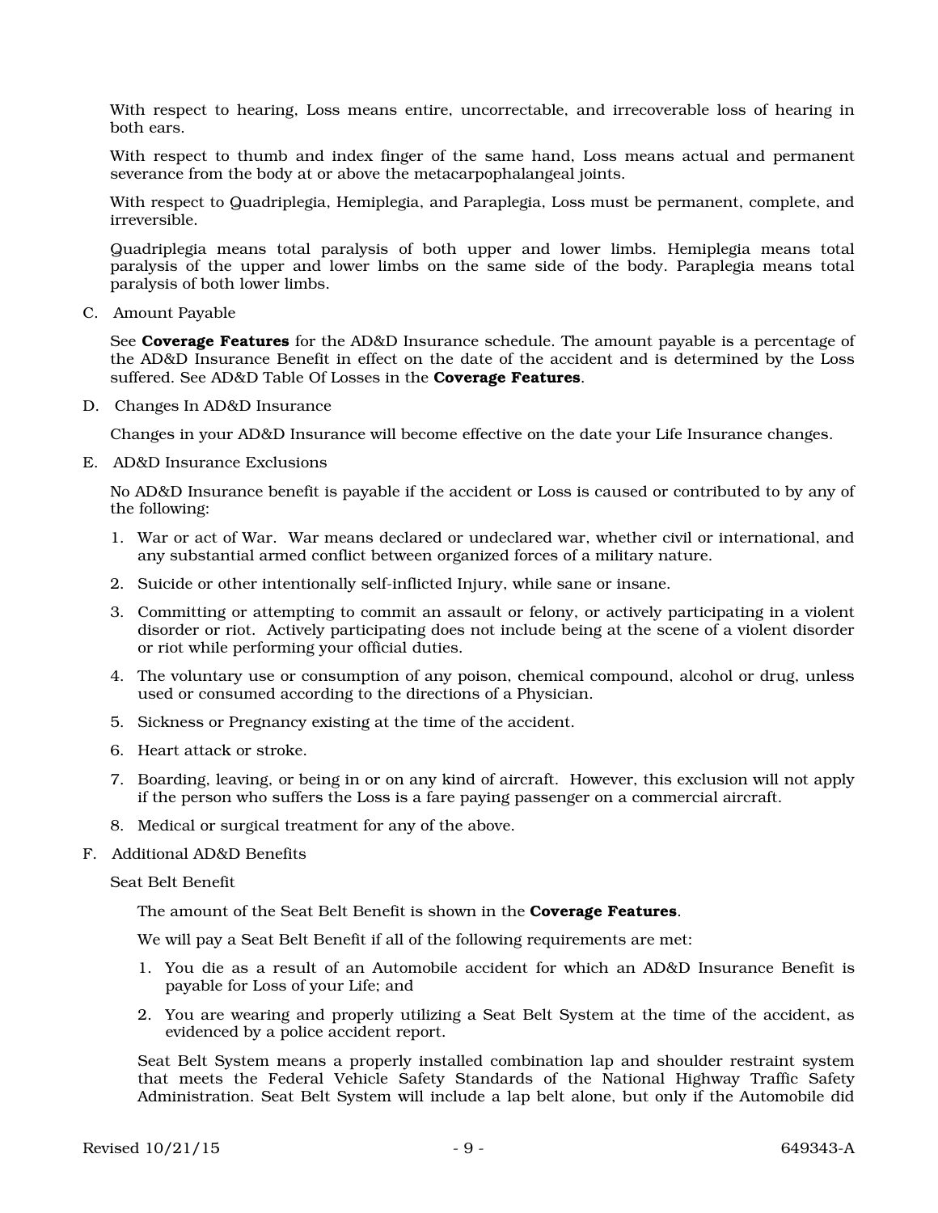With respect to hearing, Loss means entire, uncorrectable, and irrecoverable loss of hearing in both ears.

With respect to thumb and index finger of the same hand, Loss means actual and permanent severance from the body at or above the metacarpophalangeal joints.

With respect to Quadriplegia, Hemiplegia, and Paraplegia, Loss must be permanent, complete, and irreversible.

Quadriplegia means total paralysis of both upper and lower limbs. Hemiplegia means total paralysis of the upper and lower limbs on the same side of the body. Paraplegia means total paralysis of both lower limbs.

C. Amount Payable

See **Coverage Features** for the AD&D Insurance schedule. The amount payable is a percentage of the AD&D Insurance Benefit in effect on the date of the accident and is determined by the Loss suffered. See AD&D Table Of Losses in the **Coverage Features**.

D. Changes In AD&D Insurance

Changes in your AD&D Insurance will become effective on the date your Life Insurance changes.

E. AD&D Insurance Exclusions

No AD&D Insurance benefit is payable if the accident or Loss is caused or contributed to by any of the following:

1. War or act of War. War means declared or undeclared war, whether civil or international, and any substantial armed conflict between organized forces of a military nature.
2. Suicide or other intentionally self-inflicted Injury, while sane or insane.
3. Committing or attempting to commit an assault or felony, or actively participating in a violent disorder or riot. Actively participating does not include being at the scene of a violent disorder or riot while performing your official duties.
4. The voluntary use or consumption of any poison, chemical compound, alcohol or drug, unless used or consumed according to the directions of a Physician.
5. Sickness or Pregnancy existing at the time of the accident.
6. Heart attack or stroke.
7. Boarding, leaving, or being in or on any kind of aircraft. However, this exclusion will not apply if the person who suffers the Loss is a fare paying passenger on a commercial aircraft.
8. Medical or surgical treatment for any of the above.

F. Additional AD&D Benefits

Seat Belt Benefit

The amount of the Seat Belt Benefit is shown in the **Coverage Features**.

We will pay a Seat Belt Benefit if all of the following requirements are met:

1. You die as a result of an Automobile accident for which an AD&D Insurance Benefit is payable for Loss of your Life; and
2. You are wearing and properly utilizing a Seat Belt System at the time of the accident, as evidenced by a police accident report.

Seat Belt System means a properly installed combination lap and shoulder restraint system that meets the Federal Vehicle Safety Standards of the National Highway Traffic Safety Administration. Seat Belt System will include a lap belt alone, but only if the Automobile did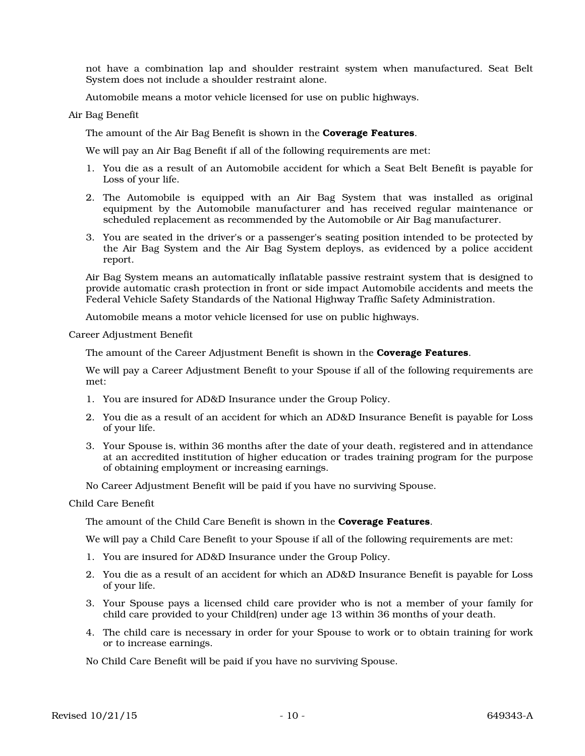not have a combination lap and shoulder restraint system when manufactured. Seat Belt System does not include a shoulder restraint alone.

Automobile means a motor vehicle licensed for use on public highways.

### Air Bag Benefit

The amount of the Air Bag Benefit is shown in the **Coverage Features**.

We will pay an Air Bag Benefit if all of the following requirements are met:

1. You die as a result of an Automobile accident for which a Seat Belt Benefit is payable for Loss of your life.
2. The Automobile is equipped with an Air Bag System that was installed as original equipment by the Automobile manufacturer and has received regular maintenance or scheduled replacement as recommended by the Automobile or Air Bag manufacturer.
3. You are seated in the driver's or a passenger's seating position intended to be protected by the Air Bag System and the Air Bag System deploys, as evidenced by a police accident report.

Air Bag System means an automatically inflatable passive restraint system that is designed to provide automatic crash protection in front or side impact Automobile accidents and meets the Federal Vehicle Safety Standards of the National Highway Traffic Safety Administration.

Automobile means a motor vehicle licensed for use on public highways.

### Career Adjustment Benefit

The amount of the Career Adjustment Benefit is shown in the **Coverage Features**.

We will pay a Career Adjustment Benefit to your Spouse if all of the following requirements are met:

1. You are insured for AD&D Insurance under the Group Policy.
2. You die as a result of an accident for which an AD&D Insurance Benefit is payable for Loss of your life.
3. Your Spouse is, within 36 months after the date of your death, registered and in attendance at an accredited institution of higher education or trades training program for the purpose of obtaining employment or increasing earnings.

No Career Adjustment Benefit will be paid if you have no surviving Spouse.

### Child Care Benefit

The amount of the Child Care Benefit is shown in the **Coverage Features**.

We will pay a Child Care Benefit to your Spouse if all of the following requirements are met:

1. You are insured for AD&D Insurance under the Group Policy.
2. You die as a result of an accident for which an AD&D Insurance Benefit is payable for Loss of your life.
3. Your Spouse pays a licensed child care provider who is not a member of your family for child care provided to your Child(ren) under age 13 within 36 months of your death.
4. The child care is necessary in order for your Spouse to work or to obtain training for work or to increase earnings.

No Child Care Benefit will be paid if you have no surviving Spouse.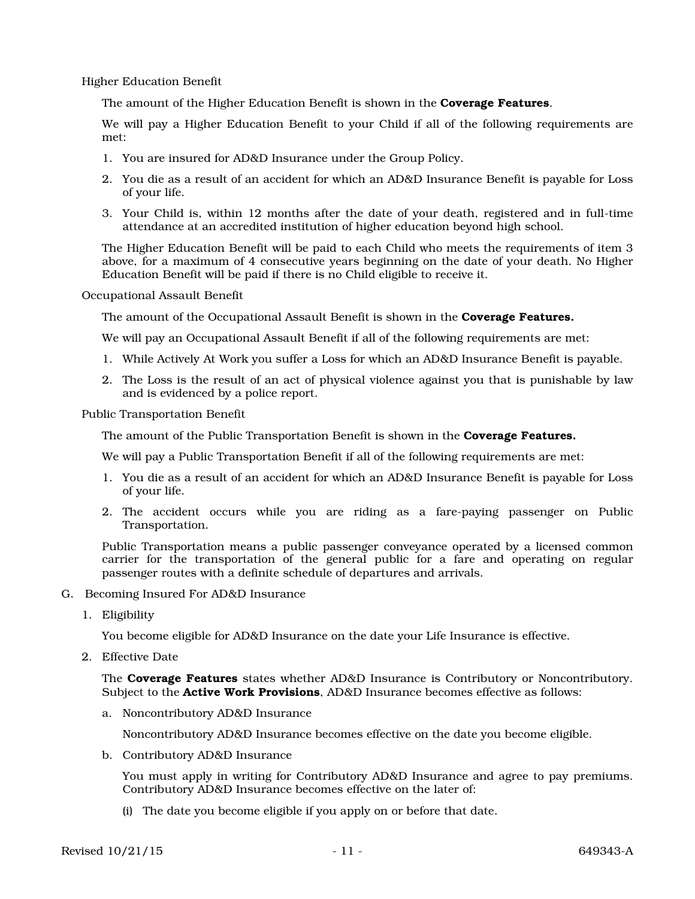Higher Education Benefit

The amount of the Higher Education Benefit is shown in the **Coverage Features**.

We will pay a Higher Education Benefit to your Child if all of the following requirements are met:

1. You are insured for AD&D Insurance under the Group Policy.
2. You die as a result of an accident for which an AD&D Insurance Benefit is payable for Loss of your life.
3. Your Child is, within 12 months after the date of your death, registered and in full-time attendance at an accredited institution of higher education beyond high school.

The Higher Education Benefit will be paid to each Child who meets the requirements of item 3 above, for a maximum of 4 consecutive years beginning on the date of your death. No Higher Education Benefit will be paid if there is no Child eligible to receive it.

Occupational Assault Benefit

The amount of the Occupational Assault Benefit is shown in the **Coverage Features.**

We will pay an Occupational Assault Benefit if all of the following requirements are met:

1. While Actively At Work you suffer a Loss for which an AD&D Insurance Benefit is payable.
2. The Loss is the result of an act of physical violence against you that is punishable by law and is evidenced by a police report.

Public Transportation Benefit

The amount of the Public Transportation Benefit is shown in the **Coverage Features.**

We will pay a Public Transportation Benefit if all of the following requirements are met:

1. You die as a result of an accident for which an AD&D Insurance Benefit is payable for Loss of your life.
2. The accident occurs while you are riding as a fare-paying passenger on Public Transportation.

Public Transportation means a public passenger conveyance operated by a licensed common carrier for the transportation of the general public for a fare and operating on regular passenger routes with a definite schedule of departures and arrivals.

G. Becoming Insured For AD&D Insurance

1. Eligibility

   You become eligible for AD&D Insurance on the date your Life Insurance is effective.

2. Effective Date

   The **Coverage Features** states whether AD&D Insurance is Contributory or Noncontributory. Subject to the **Active Work Provisions**, AD&D Insurance becomes effective as follows:

   a. Noncontributory AD&D Insurance

      Noncontributory AD&D Insurance becomes effective on the date you become eligible.

   b. Contributory AD&D Insurance

      You must apply in writing for Contributory AD&D Insurance and agree to pay premiums. Contributory AD&D Insurance becomes effective on the later of:

      (i) The date you become eligible if you apply on or before that date.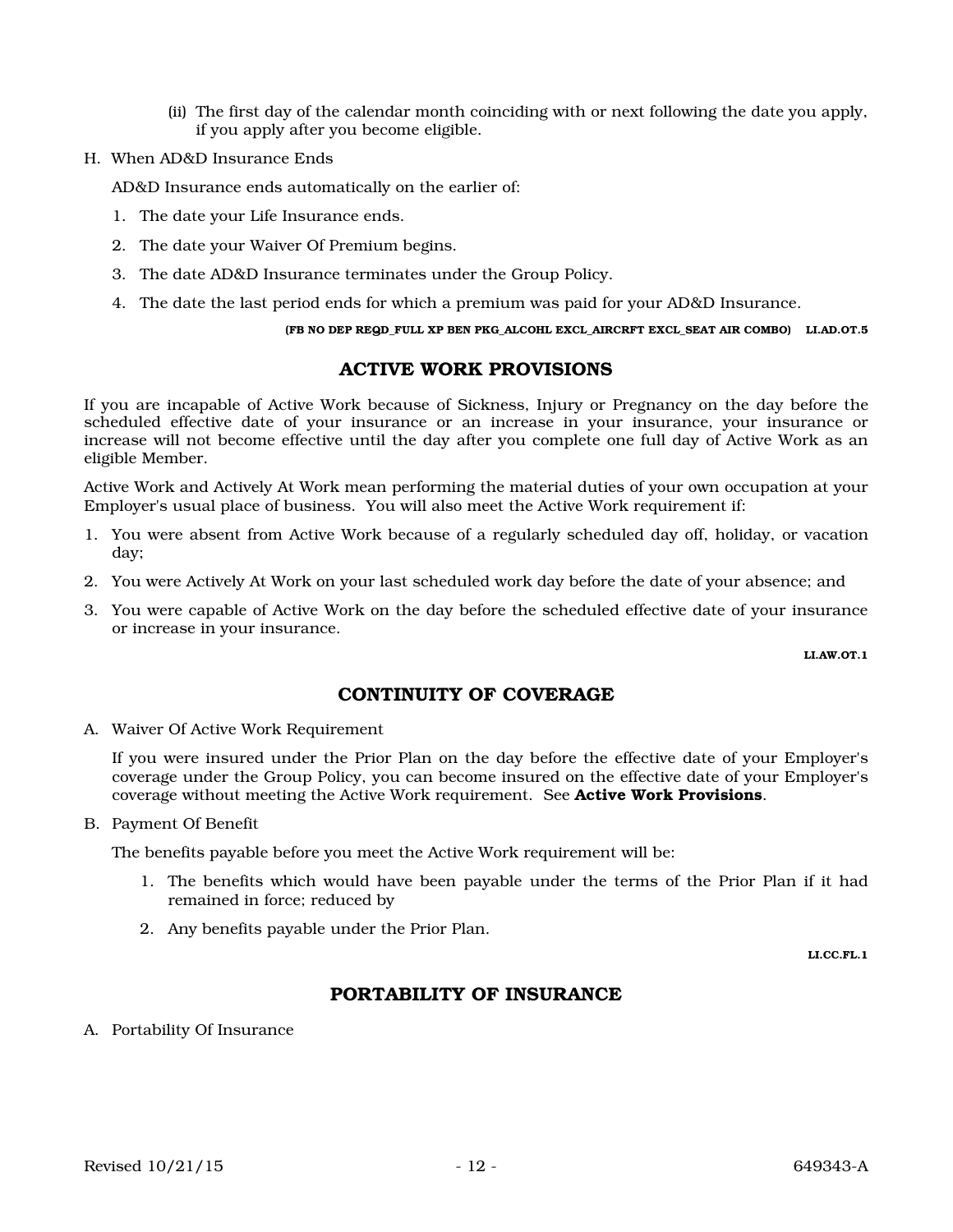(ii) The first day of the calendar month coinciding with or next following the date you apply, if you apply after you become eligible.

H. When AD&D Insurance Ends

AD&D Insurance ends automatically on the earlier of:

1. The date your Life Insurance ends.
2. The date your Waiver Of Premium begins.
3. The date AD&D Insurance terminates under the Group Policy.
4. The date the last period ends for which a premium was paid for your AD&D Insurance.

**(FB NO DEP REQD_FULL XP BEN PKG_ALCOHL EXCL_AIRCRFT EXCL_SEAT AIR COMBO) LI.AD.OT.5**

## ACTIVE WORK PROVISIONS

If you are incapable of Active Work because of Sickness, Injury or Pregnancy on the day before the scheduled effective date of your insurance or an increase in your insurance, your insurance or increase will not become effective until the day after you complete one full day of Active Work as an eligible Member.

Active Work and Actively At Work mean performing the material duties of your own occupation at your Employer's usual place of business. You will also meet the Active Work requirement if:

1. You were absent from Active Work because of a regularly scheduled day off, holiday, or vacation day;
2. You were Actively At Work on your last scheduled work day before the date of your absence; and
3. You were capable of Active Work on the day before the scheduled effective date of your insurance or increase in your insurance.

**LI.AW.OT.1**

## CONTINUITY OF COVERAGE

A. Waiver Of Active Work Requirement

If you were insured under the Prior Plan on the day before the effective date of your Employer's coverage under the Group Policy, you can become insured on the effective date of your Employer's coverage without meeting the Active Work requirement. See **Active Work Provisions**.

B. Payment Of Benefit

The benefits payable before you meet the Active Work requirement will be:

1. The benefits which would have been payable under the terms of the Prior Plan if it had remained in force; reduced by
2. Any benefits payable under the Prior Plan.

**LI.CC.FL.1**

## PORTABILITY OF INSURANCE

A. Portability Of Insurance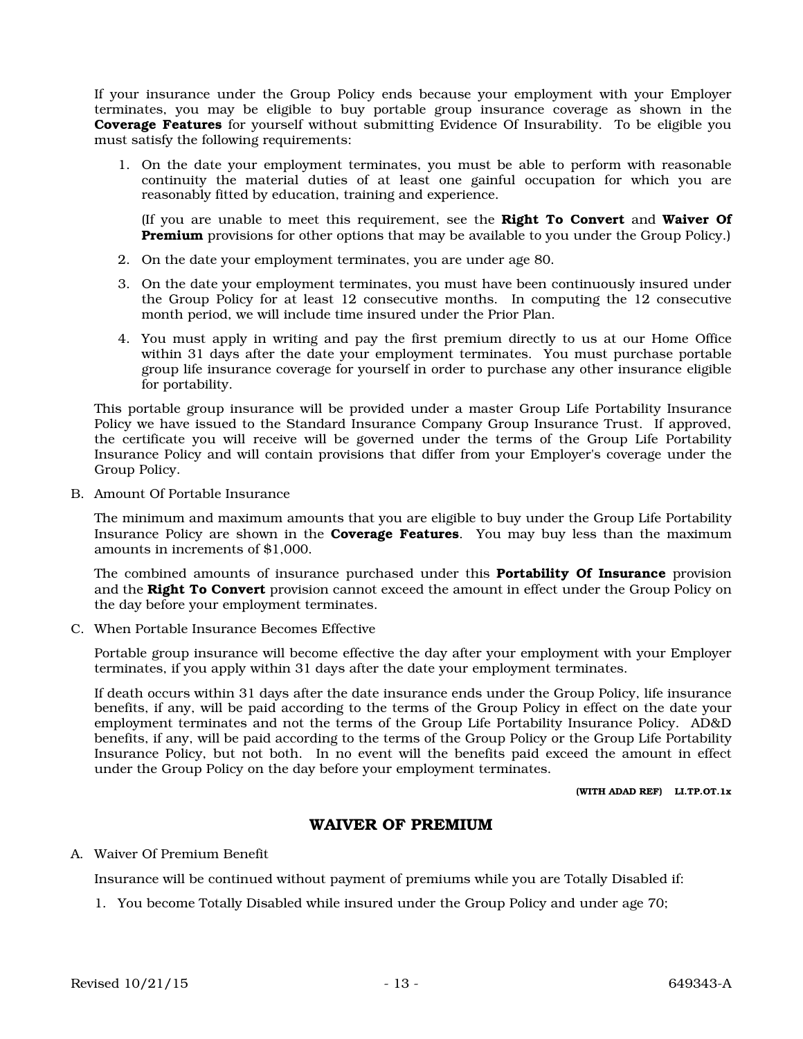If your insurance under the Group Policy ends because your employment with your Employer terminates, you may be eligible to buy portable group insurance coverage as shown in the **Coverage Features** for yourself without submitting Evidence Of Insurability. To be eligible you must satisfy the following requirements:

1. On the date your employment terminates, you must be able to perform with reasonable continuity the material duties of at least one gainful occupation for which you are reasonably fitted by education, training and experience.

   (If you are unable to meet this requirement, see the **Right To Convert** and **Waiver Of Premium** provisions for other options that may be available to you under the Group Policy.)

2. On the date your employment terminates, you are under age 80.

3. On the date your employment terminates, you must have been continuously insured under the Group Policy for at least 12 consecutive months. In computing the 12 consecutive month period, we will include time insured under the Prior Plan.

4. You must apply in writing and pay the first premium directly to us at our Home Office within 31 days after the date your employment terminates. You must purchase portable group life insurance coverage for yourself in order to purchase any other insurance eligible for portability.

This portable group insurance will be provided under a master Group Life Portability Insurance Policy we have issued to the Standard Insurance Company Group Insurance Trust. If approved, the certificate you will receive will be governed under the terms of the Group Life Portability Insurance Policy and will contain provisions that differ from your Employer's coverage under the Group Policy.

B. Amount Of Portable Insurance

The minimum and maximum amounts that you are eligible to buy under the Group Life Portability Insurance Policy are shown in the **Coverage Features**. You may buy less than the maximum amounts in increments of $1,000.

The combined amounts of insurance purchased under this **Portability Of Insurance** provision and the **Right To Convert** provision cannot exceed the amount in effect under the Group Policy on the day before your employment terminates.

C. When Portable Insurance Becomes Effective

Portable group insurance will become effective the day after your employment with your Employer terminates, if you apply within 31 days after the date your employment terminates.

If death occurs within 31 days after the date insurance ends under the Group Policy, life insurance benefits, if any, will be paid according to the terms of the Group Policy in effect on the date your employment terminates and not the terms of the Group Life Portability Insurance Policy. AD&D benefits, if any, will be paid according to the terms of the Group Policy or the Group Life Portability Insurance Policy, but not both. In no event will the benefits paid exceed the amount in effect under the Group Policy on the day before your employment terminates.

**(WITH ADAD REF) LI.TP.OT.1x**

## WAIVER OF PREMIUM

A. Waiver Of Premium Benefit

Insurance will be continued without payment of premiums while you are Totally Disabled if:

1. You become Totally Disabled while insured under the Group Policy and under age 70;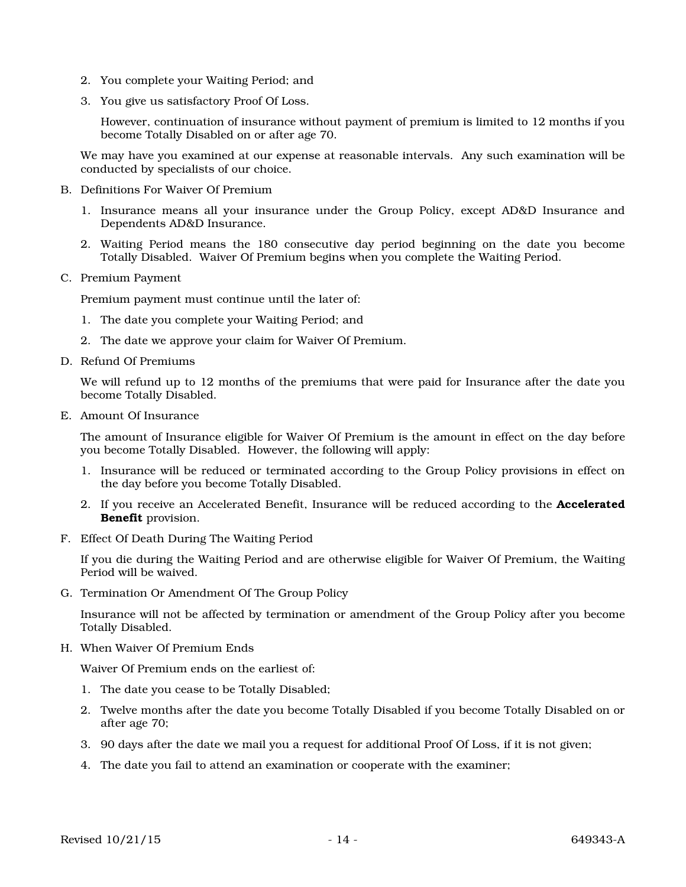2. You complete your Waiting Period; and
3. You give us satisfactory Proof Of Loss.

   However, continuation of insurance without payment of premium is limited to 12 months if you become Totally Disabled on or after age 70.

We may have you examined at our expense at reasonable intervals. Any such examination will be conducted by specialists of our choice.

B. Definitions For Waiver Of Premium

1. Insurance means all your insurance under the Group Policy, except AD&D Insurance and Dependents AD&D Insurance.
2. Waiting Period means the 180 consecutive day period beginning on the date you become Totally Disabled. Waiver Of Premium begins when you complete the Waiting Period.

C. Premium Payment

Premium payment must continue until the later of:

1. The date you complete your Waiting Period; and
2. The date we approve your claim for Waiver Of Premium.

D. Refund Of Premiums

We will refund up to 12 months of the premiums that were paid for Insurance after the date you become Totally Disabled.

E. Amount Of Insurance

The amount of Insurance eligible for Waiver Of Premium is the amount in effect on the day before you become Totally Disabled. However, the following will apply:

1. Insurance will be reduced or terminated according to the Group Policy provisions in effect on the day before you become Totally Disabled.
2. If you receive an Accelerated Benefit, Insurance will be reduced according to the **Accelerated Benefit** provision.

F. Effect Of Death During The Waiting Period

If you die during the Waiting Period and are otherwise eligible for Waiver Of Premium, the Waiting Period will be waived.

G. Termination Or Amendment Of The Group Policy

Insurance will not be affected by termination or amendment of the Group Policy after you become Totally Disabled.

H. When Waiver Of Premium Ends

Waiver Of Premium ends on the earliest of:

1. The date you cease to be Totally Disabled;
2. Twelve months after the date you become Totally Disabled if you become Totally Disabled on or after age 70;
3. 90 days after the date we mail you a request for additional Proof Of Loss, if it is not given;
4. The date you fail to attend an examination or cooperate with the examiner;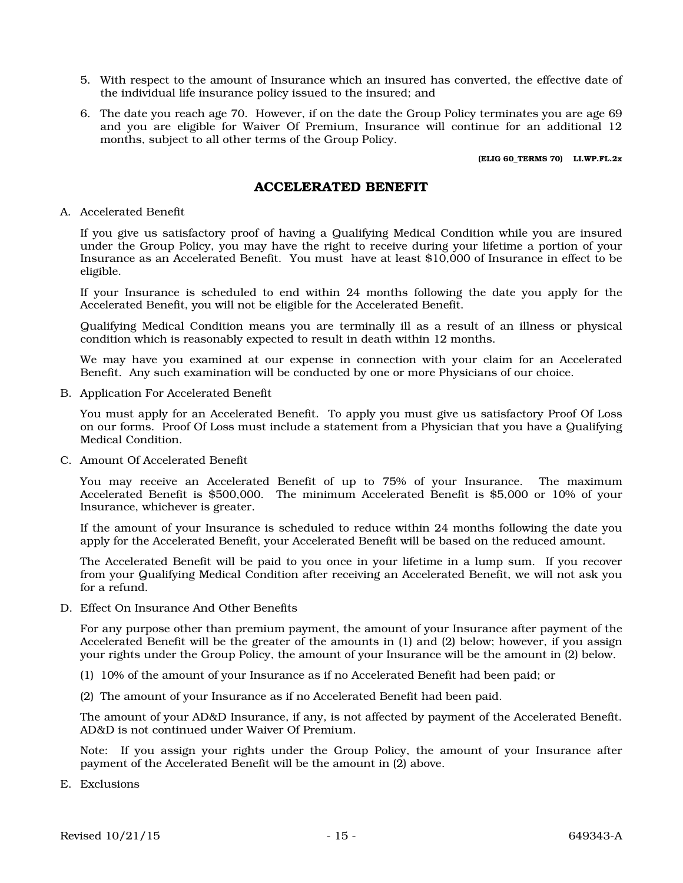5. With respect to the amount of Insurance which an insured has converted, the effective date of the individual life insurance policy issued to the insured; and

6. The date you reach age 70. However, if on the date the Group Policy terminates you are age 69 and you are eligible for Waiver Of Premium, Insurance will continue for an additional 12 months, subject to all other terms of the Group Policy.

**(ELIG 60_TERMS 70) LI.WP.FL.2x**

## ACCELERATED BENEFIT

A. Accelerated Benefit

If you give us satisfactory proof of having a Qualifying Medical Condition while you are insured under the Group Policy, you may have the right to receive during your lifetime a portion of your Insurance as an Accelerated Benefit. You must have at least $10,000 of Insurance in effect to be eligible.

If your Insurance is scheduled to end within 24 months following the date you apply for the Accelerated Benefit, you will not be eligible for the Accelerated Benefit.

Qualifying Medical Condition means you are terminally ill as a result of an illness or physical condition which is reasonably expected to result in death within 12 months.

We may have you examined at our expense in connection with your claim for an Accelerated Benefit. Any such examination will be conducted by one or more Physicians of our choice.

B. Application For Accelerated Benefit

You must apply for an Accelerated Benefit. To apply you must give us satisfactory Proof Of Loss on our forms. Proof Of Loss must include a statement from a Physician that you have a Qualifying Medical Condition.

C. Amount Of Accelerated Benefit

You may receive an Accelerated Benefit of up to 75% of your Insurance. The maximum Accelerated Benefit is $500,000. The minimum Accelerated Benefit is $5,000 or 10% of your Insurance, whichever is greater.

If the amount of your Insurance is scheduled to reduce within 24 months following the date you apply for the Accelerated Benefit, your Accelerated Benefit will be based on the reduced amount.

The Accelerated Benefit will be paid to you once in your lifetime in a lump sum. If you recover from your Qualifying Medical Condition after receiving an Accelerated Benefit, we will not ask you for a refund.

D. Effect On Insurance And Other Benefits

For any purpose other than premium payment, the amount of your Insurance after payment of the Accelerated Benefit will be the greater of the amounts in (1) and (2) below; however, if you assign your rights under the Group Policy, the amount of your Insurance will be the amount in (2) below.

(1) 10% of the amount of your Insurance as if no Accelerated Benefit had been paid; or

(2) The amount of your Insurance as if no Accelerated Benefit had been paid.

The amount of your AD&D Insurance, if any, is not affected by payment of the Accelerated Benefit. AD&D is not continued under Waiver Of Premium.

Note: If you assign your rights under the Group Policy, the amount of your Insurance after payment of the Accelerated Benefit will be the amount in (2) above.

E. Exclusions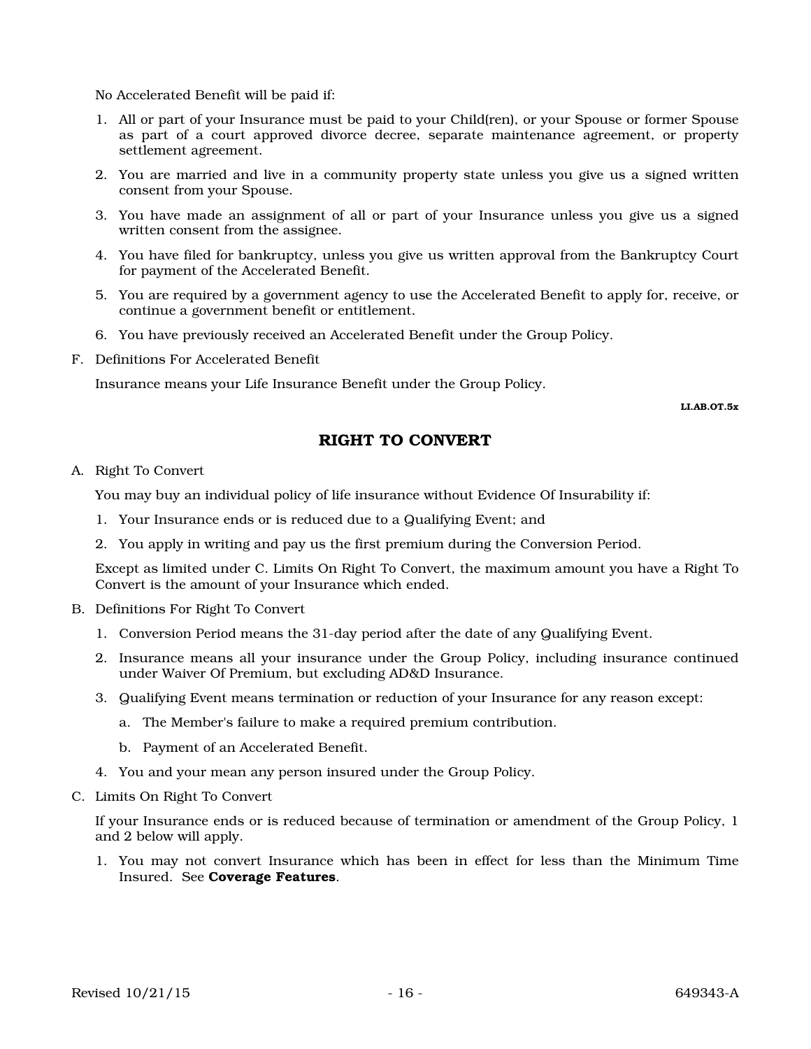No Accelerated Benefit will be paid if:

1. All or part of your Insurance must be paid to your Child(ren), or your Spouse or former Spouse as part of a court approved divorce decree, separate maintenance agreement, or property settlement agreement.
2. You are married and live in a community property state unless you give us a signed written consent from your Spouse.
3. You have made an assignment of all or part of your Insurance unless you give us a signed written consent from the assignee.
4. You have filed for bankruptcy, unless you give us written approval from the Bankruptcy Court for payment of the Accelerated Benefit.
5. You are required by a government agency to use the Accelerated Benefit to apply for, receive, or continue a government benefit or entitlement.
6. You have previously received an Accelerated Benefit under the Group Policy.

F. Definitions For Accelerated Benefit

Insurance means your Life Insurance Benefit under the Group Policy.

LI.AB.OT.5x

## RIGHT TO CONVERT

A. Right To Convert

You may buy an individual policy of life insurance without Evidence Of Insurability if:

1. Your Insurance ends or is reduced due to a Qualifying Event; and
2. You apply in writing and pay us the first premium during the Conversion Period.

Except as limited under C. Limits On Right To Convert, the maximum amount you have a Right To Convert is the amount of your Insurance which ended.

B. Definitions For Right To Convert

1. Conversion Period means the 31-day period after the date of any Qualifying Event.
2. Insurance means all your insurance under the Group Policy, including insurance continued under Waiver Of Premium, but excluding AD&D Insurance.
3. Qualifying Event means termination or reduction of your Insurance for any reason except:
   a. The Member's failure to make a required premium contribution.
   b. Payment of an Accelerated Benefit.
4. You and your mean any person insured under the Group Policy.

C. Limits On Right To Convert

If your Insurance ends or is reduced because of termination or amendment of the Group Policy, 1 and 2 below will apply.

1. You may not convert Insurance which has been in effect for less than the Minimum Time Insured. See **Coverage Features**.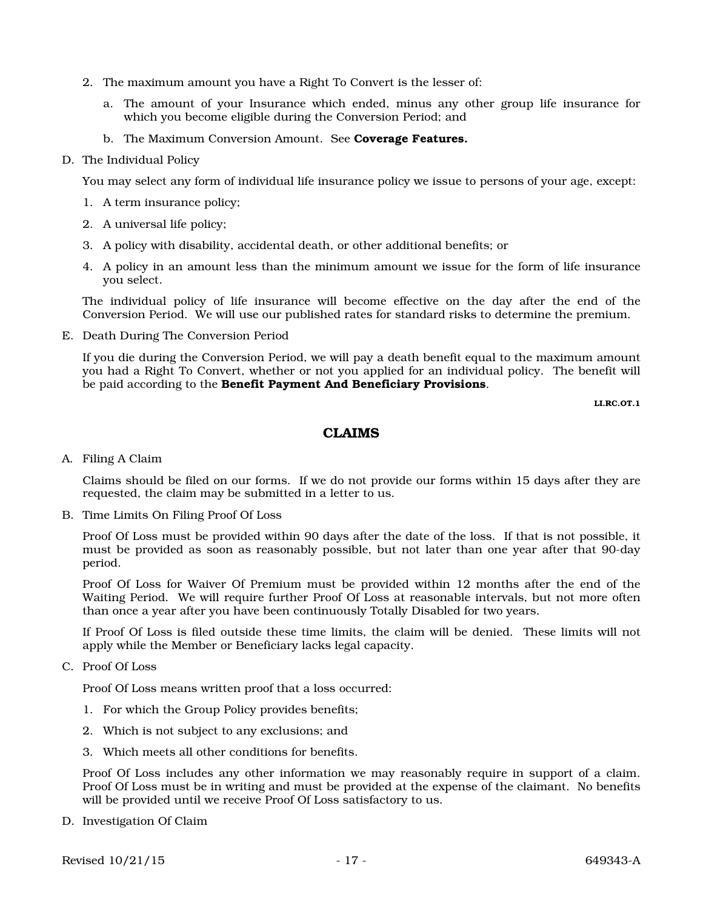2. The maximum amount you have a Right To Convert is the lesser of:

   a. The amount of your Insurance which ended, minus any other group life insurance for which you become eligible during the Conversion Period; and

   b. The Maximum Conversion Amount. See **Coverage Features.**

D. The Individual Policy

   You may select any form of individual life insurance policy we issue to persons of your age, except:

   1. A term insurance policy;
   2. A universal life policy;
   3. A policy with disability, accidental death, or other additional benefits; or
   4. A policy in an amount less than the minimum amount we issue for the form of life insurance you select.

   The individual policy of life insurance will become effective on the day after the end of the Conversion Period. We will use our published rates for standard risks to determine the premium.

E. Death During The Conversion Period

   If you die during the Conversion Period, we will pay a death benefit equal to the maximum amount you had a Right To Convert, whether or not you applied for an individual policy. The benefit will be paid according to the **Benefit Payment And Beneficiary Provisions**.

LI.RC.OT.1

## CLAIMS

A. Filing A Claim

   Claims should be filed on our forms. If we do not provide our forms within 15 days after they are requested, the claim may be submitted in a letter to us.

B. Time Limits On Filing Proof Of Loss

   Proof Of Loss must be provided within 90 days after the date of the loss. If that is not possible, it must be provided as soon as reasonably possible, but not later than one year after that 90-day period.

   Proof Of Loss for Waiver Of Premium must be provided within 12 months after the end of the Waiting Period. We will require further Proof Of Loss at reasonable intervals, but not more often than once a year after you have been continuously Totally Disabled for two years.

   If Proof Of Loss is filed outside these time limits, the claim will be denied. These limits will not apply while the Member or Beneficiary lacks legal capacity.

C. Proof Of Loss

   Proof Of Loss means written proof that a loss occurred:

   1. For which the Group Policy provides benefits;
   2. Which is not subject to any exclusions; and
   3. Which meets all other conditions for benefits.

   Proof Of Loss includes any other information we may reasonably require in support of a claim. Proof Of Loss must be in writing and must be provided at the expense of the claimant. No benefits will be provided until we receive Proof Of Loss satisfactory to us.

D. Investigation Of Claim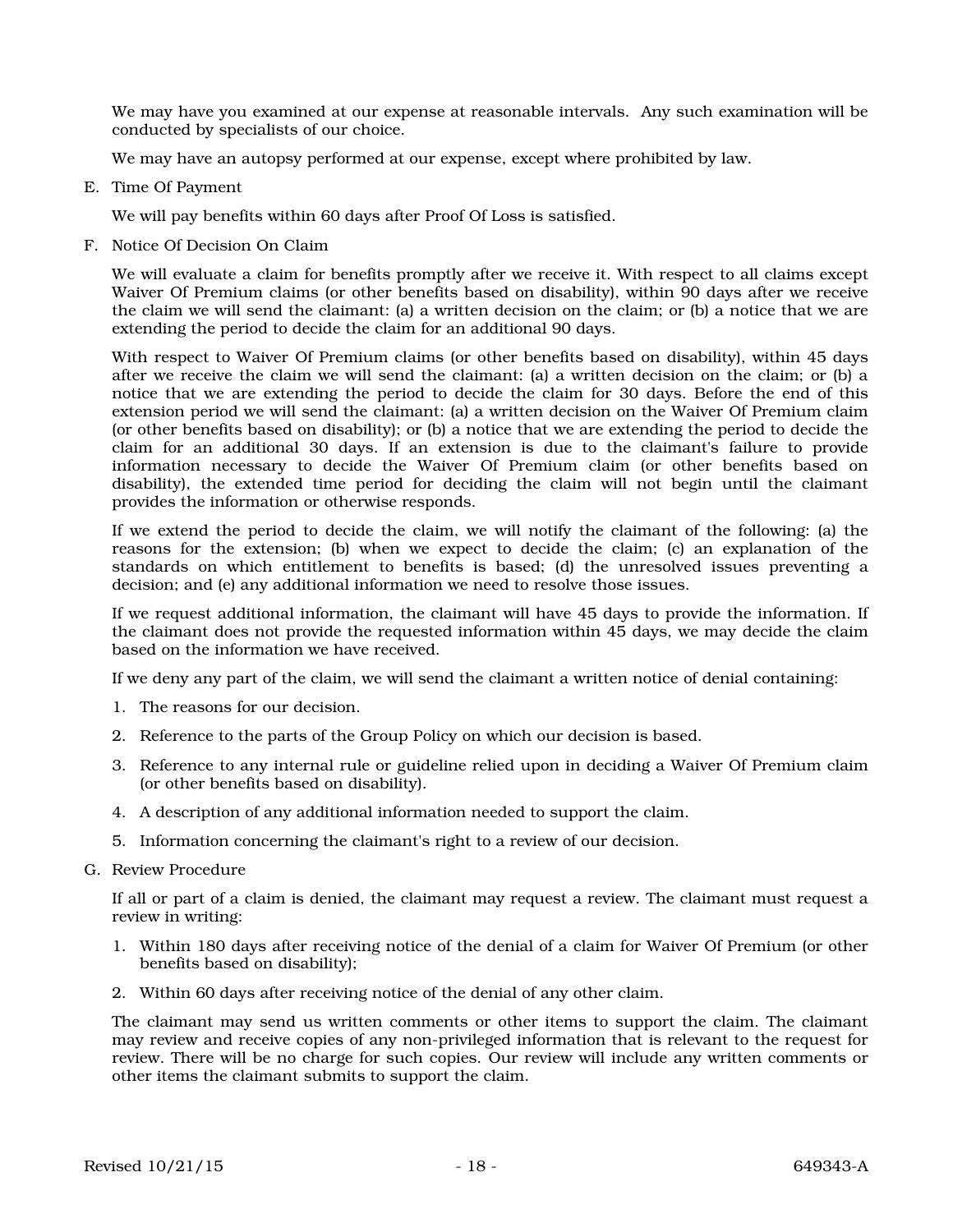We may have you examined at our expense at reasonable intervals. Any such examination will be conducted by specialists of our choice.

We may have an autopsy performed at our expense, except where prohibited by law.

E. Time Of Payment

We will pay benefits within 60 days after Proof Of Loss is satisfied.

F. Notice Of Decision On Claim

We will evaluate a claim for benefits promptly after we receive it. With respect to all claims except Waiver Of Premium claims (or other benefits based on disability), within 90 days after we receive the claim we will send the claimant: (a) a written decision on the claim; or (b) a notice that we are extending the period to decide the claim for an additional 90 days.

With respect to Waiver Of Premium claims (or other benefits based on disability), within 45 days after we receive the claim we will send the claimant: (a) a written decision on the claim; or (b) a notice that we are extending the period to decide the claim for 30 days. Before the end of this extension period we will send the claimant: (a) a written decision on the Waiver Of Premium claim (or other benefits based on disability); or (b) a notice that we are extending the period to decide the claim for an additional 30 days. If an extension is due to the claimant's failure to provide information necessary to decide the Waiver Of Premium claim (or other benefits based on disability), the extended time period for deciding the claim will not begin until the claimant provides the information or otherwise responds.

If we extend the period to decide the claim, we will notify the claimant of the following: (a) the reasons for the extension; (b) when we expect to decide the claim; (c) an explanation of the standards on which entitlement to benefits is based; (d) the unresolved issues preventing a decision; and (e) any additional information we need to resolve those issues.

If we request additional information, the claimant will have 45 days to provide the information. If the claimant does not provide the requested information within 45 days, we may decide the claim based on the information we have received.

If we deny any part of the claim, we will send the claimant a written notice of denial containing:

1. The reasons for our decision.
2. Reference to the parts of the Group Policy on which our decision is based.
3. Reference to any internal rule or guideline relied upon in deciding a Waiver Of Premium claim (or other benefits based on disability).
4. A description of any additional information needed to support the claim.
5. Information concerning the claimant's right to a review of our decision.

G. Review Procedure

If all or part of a claim is denied, the claimant may request a review. The claimant must request a review in writing:

1. Within 180 days after receiving notice of the denial of a claim for Waiver Of Premium (or other benefits based on disability);
2. Within 60 days after receiving notice of the denial of any other claim.

The claimant may send us written comments or other items to support the claim. The claimant may review and receive copies of any non-privileged information that is relevant to the request for review. There will be no charge for such copies. Our review will include any written comments or other items the claimant submits to support the claim.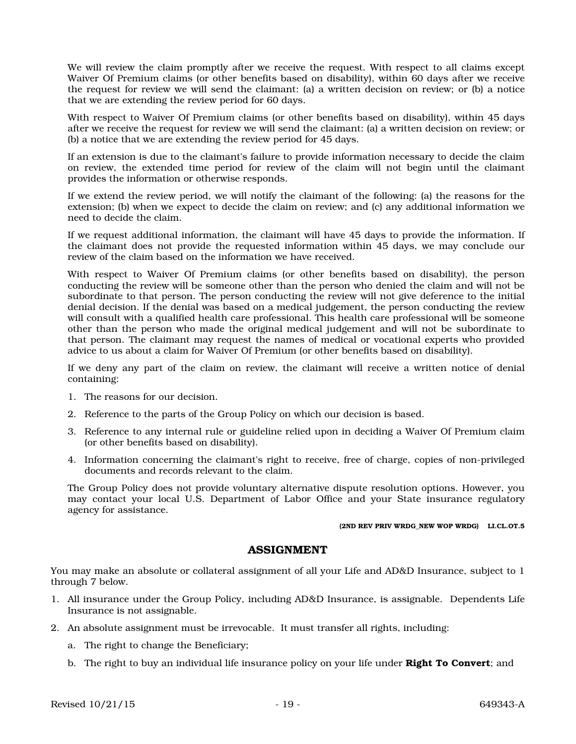We will review the claim promptly after we receive the request. With respect to all claims except Waiver Of Premium claims (or other benefits based on disability), within 60 days after we receive the request for review we will send the claimant: (a) a written decision on review; or (b) a notice that we are extending the review period for 60 days.

With respect to Waiver Of Premium claims (or other benefits based on disability), within 45 days after we receive the request for review we will send the claimant: (a) a written decision on review; or (b) a notice that we are extending the review period for 45 days.

If an extension is due to the claimant's failure to provide information necessary to decide the claim on review, the extended time period for review of the claim will not begin until the claimant provides the information or otherwise responds.

If we extend the review period, we will notify the claimant of the following: (a) the reasons for the extension; (b) when we expect to decide the claim on review; and (c) any additional information we need to decide the claim.

If we request additional information, the claimant will have 45 days to provide the information. If the claimant does not provide the requested information within 45 days, we may conclude our review of the claim based on the information we have received.

With respect to Waiver Of Premium claims (or other benefits based on disability), the person conducting the review will be someone other than the person who denied the claim and will not be subordinate to that person. The person conducting the review will not give deference to the initial denial decision. If the denial was based on a medical judgement, the person conducting the review will consult with a qualified health care professional. This health care professional will be someone other than the person who made the original medical judgement and will not be subordinate to that person. The claimant may request the names of medical or vocational experts who provided advice to us about a claim for Waiver Of Premium (or other benefits based on disability).

If we deny any part of the claim on review, the claimant will receive a written notice of denial containing:

1. The reasons for our decision.
2. Reference to the parts of the Group Policy on which our decision is based.
3. Reference to any internal rule or guideline relied upon in deciding a Waiver Of Premium claim (or other benefits based on disability).
4. Information concerning the claimant's right to receive, free of charge, copies of non-privileged documents and records relevant to the claim.

The Group Policy does not provide voluntary alternative dispute resolution options. However, you may contact your local U.S. Department of Labor Office and your State insurance regulatory agency for assistance.

**(2ND REV PRIV WRDG_NEW WOP WRDG) LI.CL.OT.5**

## ASSIGNMENT

You may make an absolute or collateral assignment of all your Life and AD&D Insurance, subject to 1 through 7 below.

1. All insurance under the Group Policy, including AD&D Insurance, is assignable. Dependents Life Insurance is not assignable.
2. An absolute assignment must be irrevocable. It must transfer all rights, including:
   a. The right to change the Beneficiary;
   b. The right to buy an individual life insurance policy on your life under **Right To Convert**; and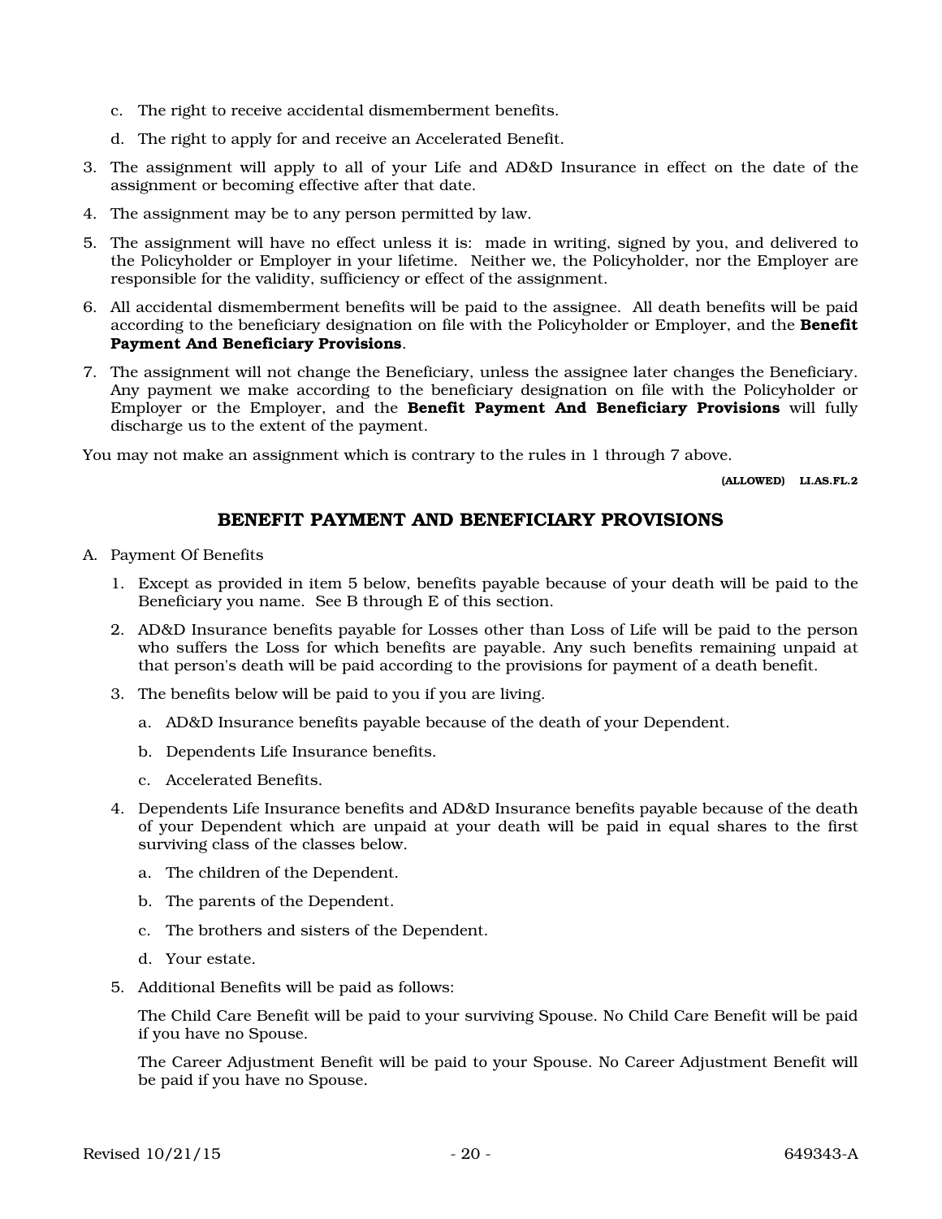c. The right to receive accidental dismemberment benefits.

   d. The right to apply for and receive an Accelerated Benefit.

3. The assignment will apply to all of your Life and AD&D Insurance in effect on the date of the assignment or becoming effective after that date.

4. The assignment may be to any person permitted by law.

5. The assignment will have no effect unless it is: made in writing, signed by you, and delivered to the Policyholder or Employer in your lifetime. Neither we, the Policyholder, nor the Employer are responsible for the validity, sufficiency or effect of the assignment.

6. All accidental dismemberment benefits will be paid to the assignee. All death benefits will be paid according to the beneficiary designation on file with the Policyholder or Employer, and the **Benefit Payment And Beneficiary Provisions**.

7. The assignment will not change the Beneficiary, unless the assignee later changes the Beneficiary. Any payment we make according to the beneficiary designation on file with the Policyholder or Employer or the Employer, and the **Benefit Payment And Beneficiary Provisions** will fully discharge us to the extent of the payment.

You may not make an assignment which is contrary to the rules in 1 through 7 above.

**(ALLOWED) LI.AS.FL.2**

## BENEFIT PAYMENT AND BENEFICIARY PROVISIONS

A. Payment Of Benefits

   1. Except as provided in item 5 below, benefits payable because of your death will be paid to the Beneficiary you name. See B through E of this section.

   2. AD&D Insurance benefits payable for Losses other than Loss of Life will be paid to the person who suffers the Loss for which benefits are payable. Any such benefits remaining unpaid at that person's death will be paid according to the provisions for payment of a death benefit.

   3. The benefits below will be paid to you if you are living.

      a. AD&D Insurance benefits payable because of the death of your Dependent.

      b. Dependents Life Insurance benefits.

      c. Accelerated Benefits.

   4. Dependents Life Insurance benefits and AD&D Insurance benefits payable because of the death of your Dependent which are unpaid at your death will be paid in equal shares to the first surviving class of the classes below.

      a. The children of the Dependent.

      b. The parents of the Dependent.

      c. The brothers and sisters of the Dependent.

      d. Your estate.

   5. Additional Benefits will be paid as follows:

      The Child Care Benefit will be paid to your surviving Spouse. No Child Care Benefit will be paid if you have no Spouse.

      The Career Adjustment Benefit will be paid to your Spouse. No Career Adjustment Benefit will be paid if you have no Spouse.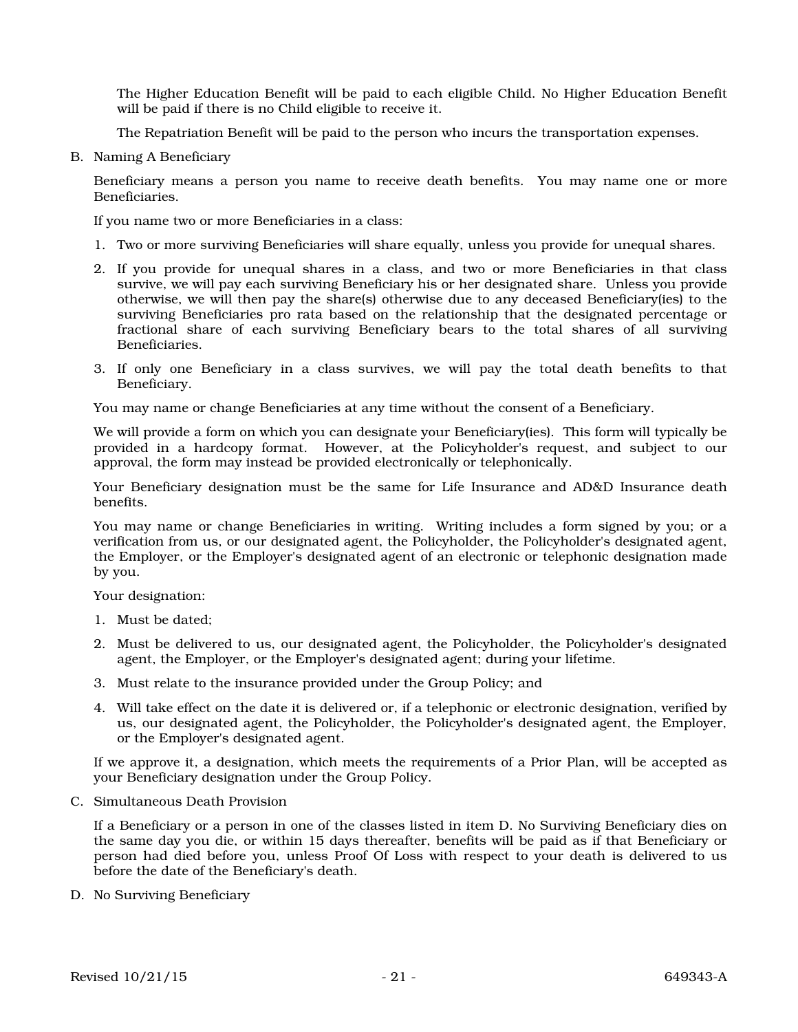The Higher Education Benefit will be paid to each eligible Child. No Higher Education Benefit will be paid if there is no Child eligible to receive it.

The Repatriation Benefit will be paid to the person who incurs the transportation expenses.

B. Naming A Beneficiary

Beneficiary means a person you name to receive death benefits. You may name one or more Beneficiaries.

If you name two or more Beneficiaries in a class:

1. Two or more surviving Beneficiaries will share equally, unless you provide for unequal shares.
2. If you provide for unequal shares in a class, and two or more Beneficiaries in that class survive, we will pay each surviving Beneficiary his or her designated share. Unless you provide otherwise, we will then pay the share(s) otherwise due to any deceased Beneficiary(ies) to the surviving Beneficiaries pro rata based on the relationship that the designated percentage or fractional share of each surviving Beneficiary bears to the total shares of all surviving Beneficiaries.
3. If only one Beneficiary in a class survives, we will pay the total death benefits to that Beneficiary.

You may name or change Beneficiaries at any time without the consent of a Beneficiary.

We will provide a form on which you can designate your Beneficiary(ies). This form will typically be provided in a hardcopy format. However, at the Policyholder's request, and subject to our approval, the form may instead be provided electronically or telephonically.

Your Beneficiary designation must be the same for Life Insurance and AD&D Insurance death benefits.

You may name or change Beneficiaries in writing. Writing includes a form signed by you; or a verification from us, or our designated agent, the Policyholder, the Policyholder's designated agent, the Employer, or the Employer's designated agent of an electronic or telephonic designation made by you.

Your designation:

1. Must be dated;
2. Must be delivered to us, our designated agent, the Policyholder, the Policyholder's designated agent, the Employer, or the Employer's designated agent; during your lifetime.
3. Must relate to the insurance provided under the Group Policy; and
4. Will take effect on the date it is delivered or, if a telephonic or electronic designation, verified by us, our designated agent, the Policyholder, the Policyholder's designated agent, the Employer, or the Employer's designated agent.

If we approve it, a designation, which meets the requirements of a Prior Plan, will be accepted as your Beneficiary designation under the Group Policy.

C. Simultaneous Death Provision

If a Beneficiary or a person in one of the classes listed in item D. No Surviving Beneficiary dies on the same day you die, or within 15 days thereafter, benefits will be paid as if that Beneficiary or person had died before you, unless Proof Of Loss with respect to your death is delivered to us before the date of the Beneficiary's death.

D. No Surviving Beneficiary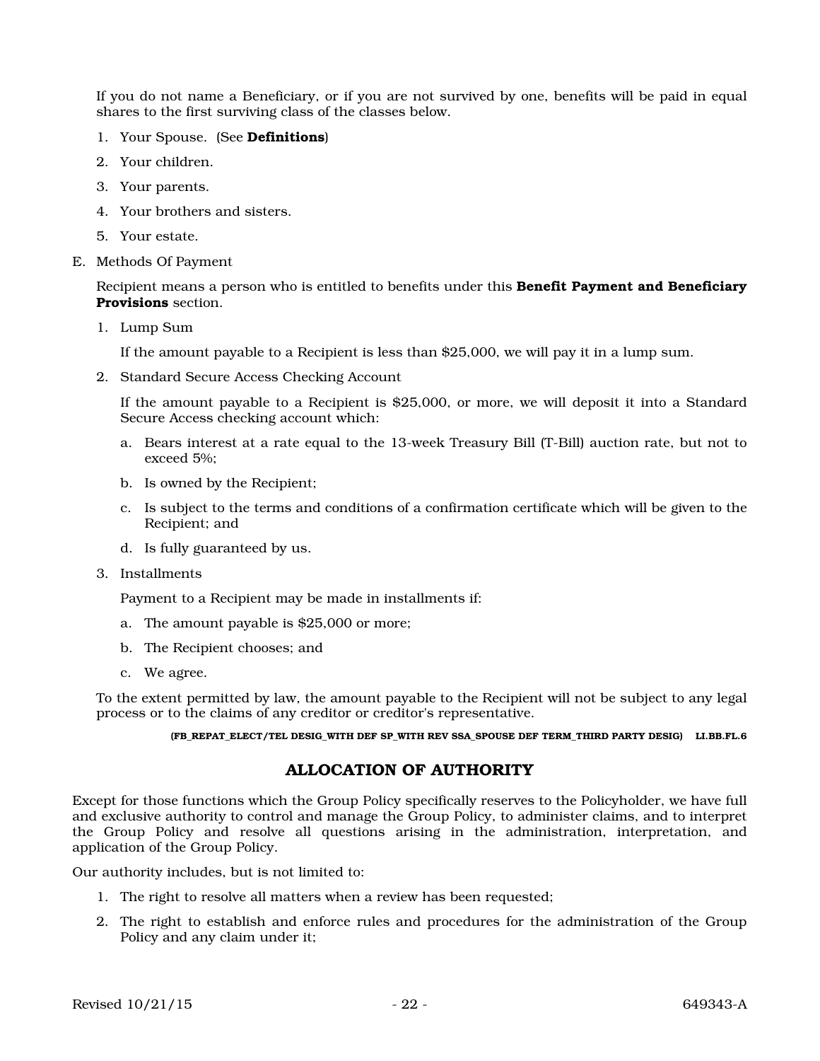If you do not name a Beneficiary, or if you are not survived by one, benefits will be paid in equal shares to the first surviving class of the classes below.

1. Your Spouse. (See **Definitions**)
2. Your children.
3. Your parents.
4. Your brothers and sisters.
5. Your estate.

E. Methods Of Payment

Recipient means a person who is entitled to benefits under this **Benefit Payment and Beneficiary Provisions** section.

1. Lump Sum

   If the amount payable to a Recipient is less than $25,000, we will pay it in a lump sum.

2. Standard Secure Access Checking Account

   If the amount payable to a Recipient is $25,000, or more, we will deposit it into a Standard Secure Access checking account which:

   a. Bears interest at a rate equal to the 13-week Treasury Bill (T-Bill) auction rate, but not to exceed 5%;
   b. Is owned by the Recipient;
   c. Is subject to the terms and conditions of a confirmation certificate which will be given to the Recipient; and
   d. Is fully guaranteed by us.

3. Installments

   Payment to a Recipient may be made in installments if:

   a. The amount payable is $25,000 or more;
   b. The Recipient chooses; and
   c. We agree.

To the extent permitted by law, the amount payable to the Recipient will not be subject to any legal process or to the claims of any creditor or creditor's representative.

**(FB_REPAT_ELECT/TEL DESIG_WITH DEF SP_WITH REV SSA_SPOUSE DEF TERM_THIRD PARTY DESIG) LI.BB.FL.6**

## ALLOCATION OF AUTHORITY

Except for those functions which the Group Policy specifically reserves to the Policyholder, we have full and exclusive authority to control and manage the Group Policy, to administer claims, and to interpret the Group Policy and resolve all questions arising in the administration, interpretation, and application of the Group Policy.

Our authority includes, but is not limited to:

1. The right to resolve all matters when a review has been requested;
2. The right to establish and enforce rules and procedures for the administration of the Group Policy and any claim under it;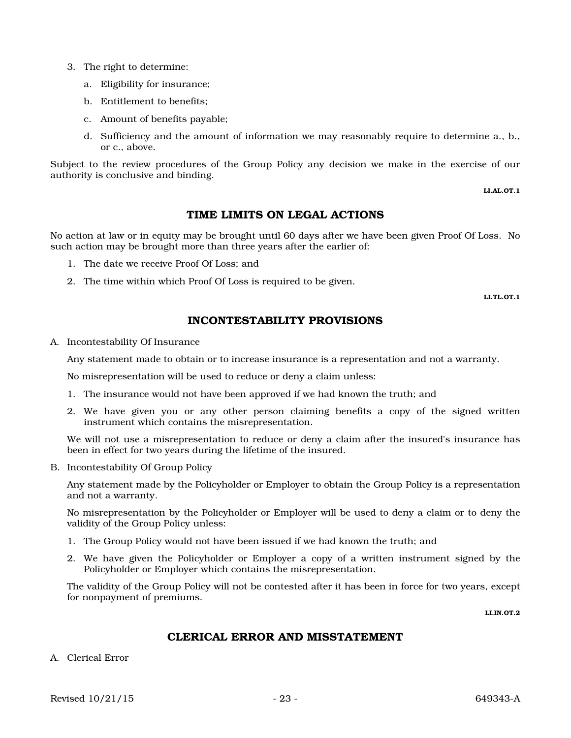3. The right to determine:

   a. Eligibility for insurance;

   b. Entitlement to benefits;

   c. Amount of benefits payable;

   d. Sufficiency and the amount of information we may reasonably require to determine a., b., or c., above.

Subject to the review procedures of the Group Policy any decision we make in the exercise of our authority is conclusive and binding.

**LI.AL.OT.1**

## TIME LIMITS ON LEGAL ACTIONS

No action at law or in equity may be brought until 60 days after we have been given Proof Of Loss. No such action may be brought more than three years after the earlier of:

1. The date we receive Proof Of Loss; and
2. The time within which Proof Of Loss is required to be given.

**LI.TL.OT.1**

## INCONTESTABILITY PROVISIONS

A. Incontestability Of Insurance

   Any statement made to obtain or to increase insurance is a representation and not a warranty.

   No misrepresentation will be used to reduce or deny a claim unless:

   1. The insurance would not have been approved if we had known the truth; and
   2. We have given you or any other person claiming benefits a copy of the signed written instrument which contains the misrepresentation.

   We will not use a misrepresentation to reduce or deny a claim after the insured's insurance has been in effect for two years during the lifetime of the insured.

B. Incontestability Of Group Policy

   Any statement made by the Policyholder or Employer to obtain the Group Policy is a representation and not a warranty.

   No misrepresentation by the Policyholder or Employer will be used to deny a claim or to deny the validity of the Group Policy unless:

   1. The Group Policy would not have been issued if we had known the truth; and
   2. We have given the Policyholder or Employer a copy of a written instrument signed by the Policyholder or Employer which contains the misrepresentation.

   The validity of the Group Policy will not be contested after it has been in force for two years, except for nonpayment of premiums.

**LI.IN.OT.2**

## CLERICAL ERROR AND MISSTATEMENT

A. Clerical Error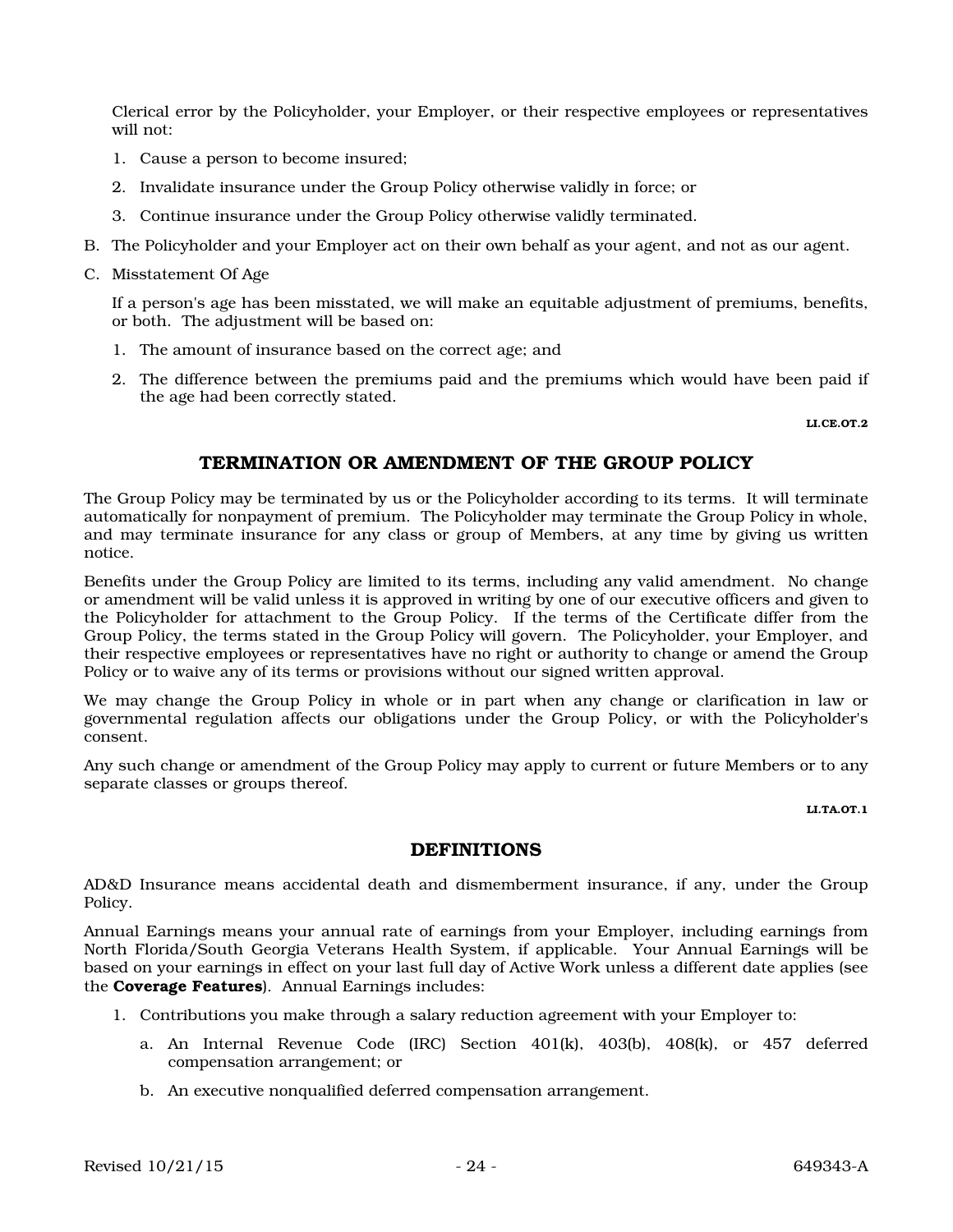Clerical error by the Policyholder, your Employer, or their respective employees or representatives will not:

1. Cause a person to become insured;
2. Invalidate insurance under the Group Policy otherwise validly in force; or
3. Continue insurance under the Group Policy otherwise validly terminated.

B. The Policyholder and your Employer act on their own behalf as your agent, and not as our agent.

C. Misstatement Of Age

If a person's age has been misstated, we will make an equitable adjustment of premiums, benefits, or both. The adjustment will be based on:

1. The amount of insurance based on the correct age; and
2. The difference between the premiums paid and the premiums which would have been paid if the age had been correctly stated.

LI.CE.OT.2

## TERMINATION OR AMENDMENT OF THE GROUP POLICY

The Group Policy may be terminated by us or the Policyholder according to its terms. It will terminate automatically for nonpayment of premium. The Policyholder may terminate the Group Policy in whole, and may terminate insurance for any class or group of Members, at any time by giving us written notice.

Benefits under the Group Policy are limited to its terms, including any valid amendment. No change or amendment will be valid unless it is approved in writing by one of our executive officers and given to the Policyholder for attachment to the Group Policy. If the terms of the Certificate differ from the Group Policy, the terms stated in the Group Policy will govern. The Policyholder, your Employer, and their respective employees or representatives have no right or authority to change or amend the Group Policy or to waive any of its terms or provisions without our signed written approval.

We may change the Group Policy in whole or in part when any change or clarification in law or governmental regulation affects our obligations under the Group Policy, or with the Policyholder's consent.

Any such change or amendment of the Group Policy may apply to current or future Members or to any separate classes or groups thereof.

LI.TA.OT.1

## DEFINITIONS

AD&D Insurance means accidental death and dismemberment insurance, if any, under the Group Policy.

Annual Earnings means your annual rate of earnings from your Employer, including earnings from North Florida/South Georgia Veterans Health System, if applicable. Your Annual Earnings will be based on your earnings in effect on your last full day of Active Work unless a different date applies (see the **Coverage Features**). Annual Earnings includes:

1. Contributions you make through a salary reduction agreement with your Employer to:
   a. An Internal Revenue Code (IRC) Section 401(k), 403(b), 408(k), or 457 deferred compensation arrangement; or
   b. An executive nonqualified deferred compensation arrangement.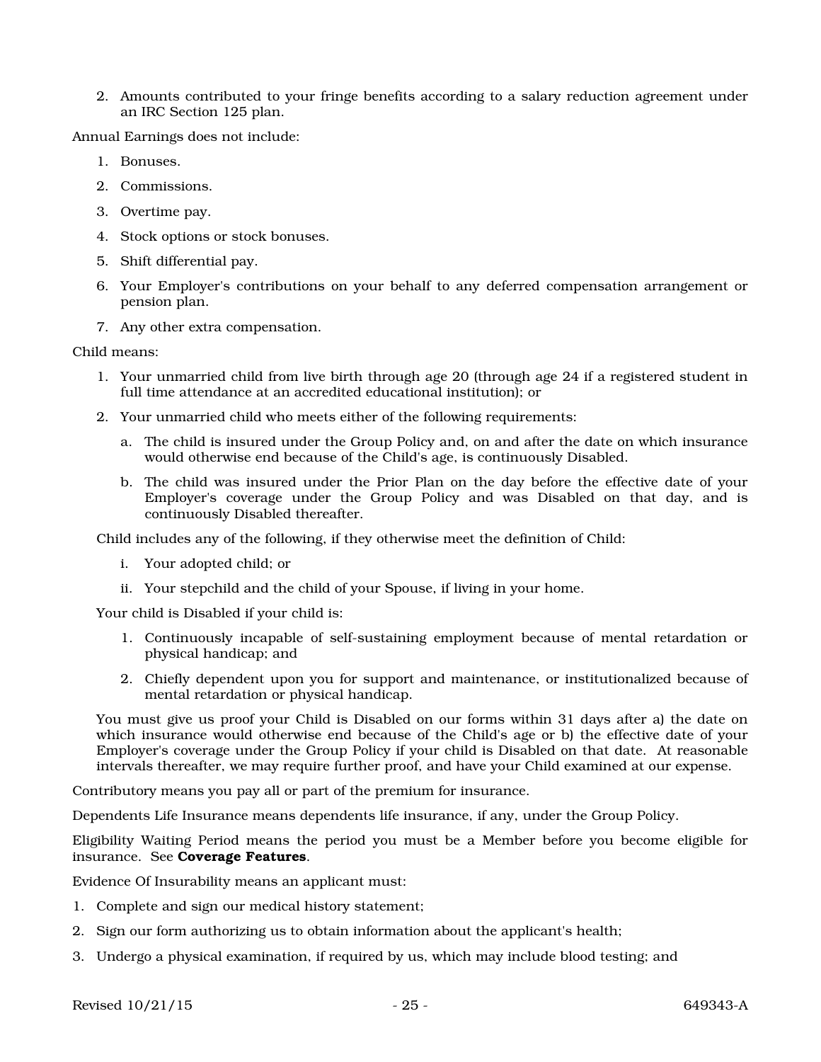2. Amounts contributed to your fringe benefits according to a salary reduction agreement under an IRC Section 125 plan.

Annual Earnings does not include:

1. Bonuses.
2. Commissions.
3. Overtime pay.
4. Stock options or stock bonuses.
5. Shift differential pay.
6. Your Employer's contributions on your behalf to any deferred compensation arrangement or pension plan.
7. Any other extra compensation.

Child means:

1. Your unmarried child from live birth through age 20 (through age 24 if a registered student in full time attendance at an accredited educational institution); or
2. Your unmarried child who meets either of the following requirements:
   a. The child is insured under the Group Policy and, on and after the date on which insurance would otherwise end because of the Child's age, is continuously Disabled.
   b. The child was insured under the Prior Plan on the day before the effective date of your Employer's coverage under the Group Policy and was Disabled on that day, and is continuously Disabled thereafter.

Child includes any of the following, if they otherwise meet the definition of Child:

i. Your adopted child; or

ii. Your stepchild and the child of your Spouse, if living in your home.

Your child is Disabled if your child is:

1. Continuously incapable of self-sustaining employment because of mental retardation or physical handicap; and
2. Chiefly dependent upon you for support and maintenance, or institutionalized because of mental retardation or physical handicap.

You must give us proof your Child is Disabled on our forms within 31 days after a) the date on which insurance would otherwise end because of the Child's age or b) the effective date of your Employer's coverage under the Group Policy if your child is Disabled on that date. At reasonable intervals thereafter, we may require further proof, and have your Child examined at our expense.

Contributory means you pay all or part of the premium for insurance.

Dependents Life Insurance means dependents life insurance, if any, under the Group Policy.

Eligibility Waiting Period means the period you must be a Member before you become eligible for insurance. See **Coverage Features**.

Evidence Of Insurability means an applicant must:

1. Complete and sign our medical history statement;
2. Sign our form authorizing us to obtain information about the applicant's health;
3. Undergo a physical examination, if required by us, which may include blood testing; and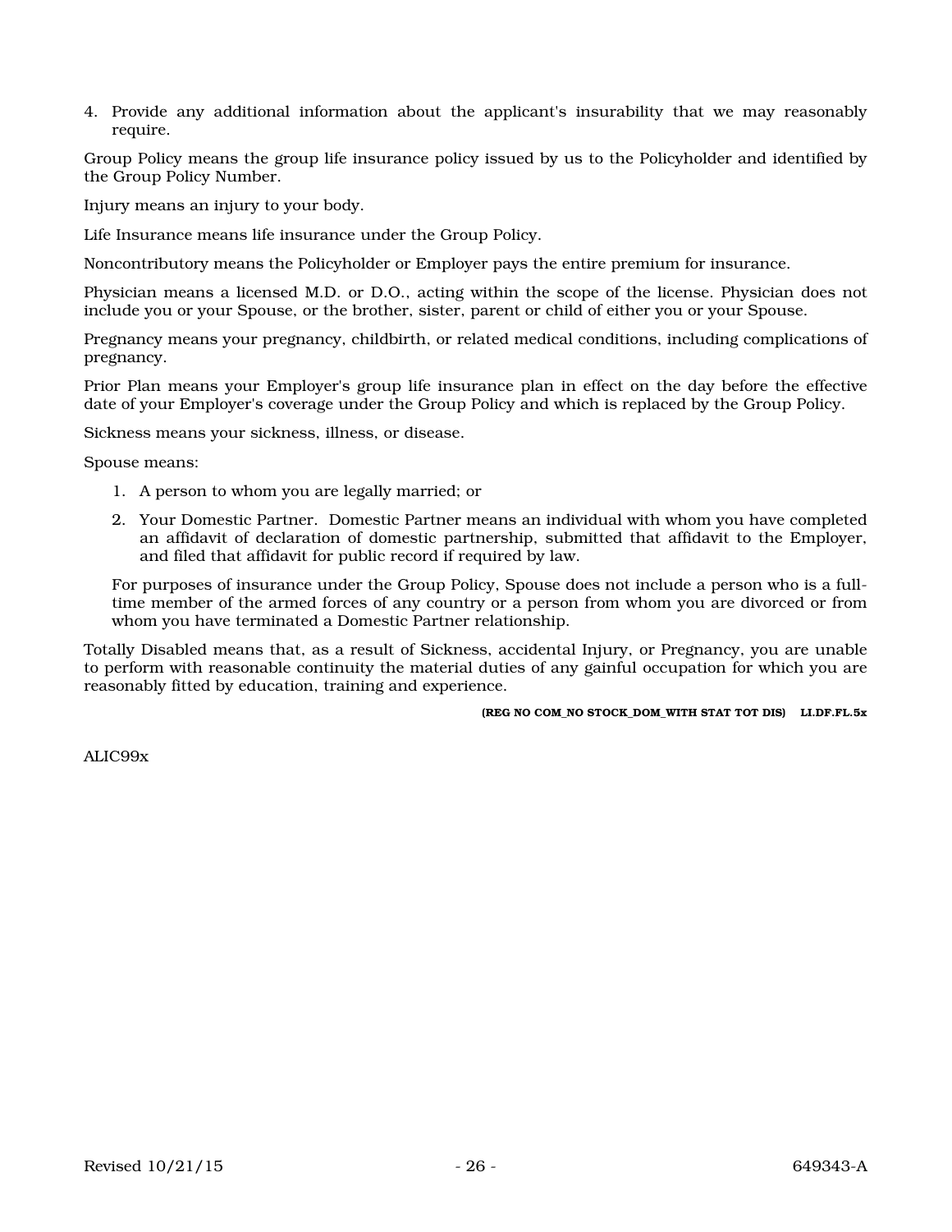4. Provide any additional information about the applicant's insurability that we may reasonably require.

Group Policy means the group life insurance policy issued by us to the Policyholder and identified by the Group Policy Number.

Injury means an injury to your body.

Life Insurance means life insurance under the Group Policy.

Noncontributory means the Policyholder or Employer pays the entire premium for insurance.

Physician means a licensed M.D. or D.O., acting within the scope of the license. Physician does not include you or your Spouse, or the brother, sister, parent or child of either you or your Spouse.

Pregnancy means your pregnancy, childbirth, or related medical conditions, including complications of pregnancy.

Prior Plan means your Employer's group life insurance plan in effect on the day before the effective date of your Employer's coverage under the Group Policy and which is replaced by the Group Policy.

Sickness means your sickness, illness, or disease.

Spouse means:

1. A person to whom you are legally married; or
2. Your Domestic Partner. Domestic Partner means an individual with whom you have completed an affidavit of declaration of domestic partnership, submitted that affidavit to the Employer, and filed that affidavit for public record if required by law.

For purposes of insurance under the Group Policy, Spouse does not include a person who is a full-time member of the armed forces of any country or a person from whom you are divorced or from whom you have terminated a Domestic Partner relationship.

Totally Disabled means that, as a result of Sickness, accidental Injury, or Pregnancy, you are unable to perform with reasonable continuity the material duties of any gainful occupation for which you are reasonably fitted by education, training and experience.

**(REG NO COM_NO STOCK_DOM_WITH STAT TOT DIS) LI.DF.FL.5x**

ALIC99x